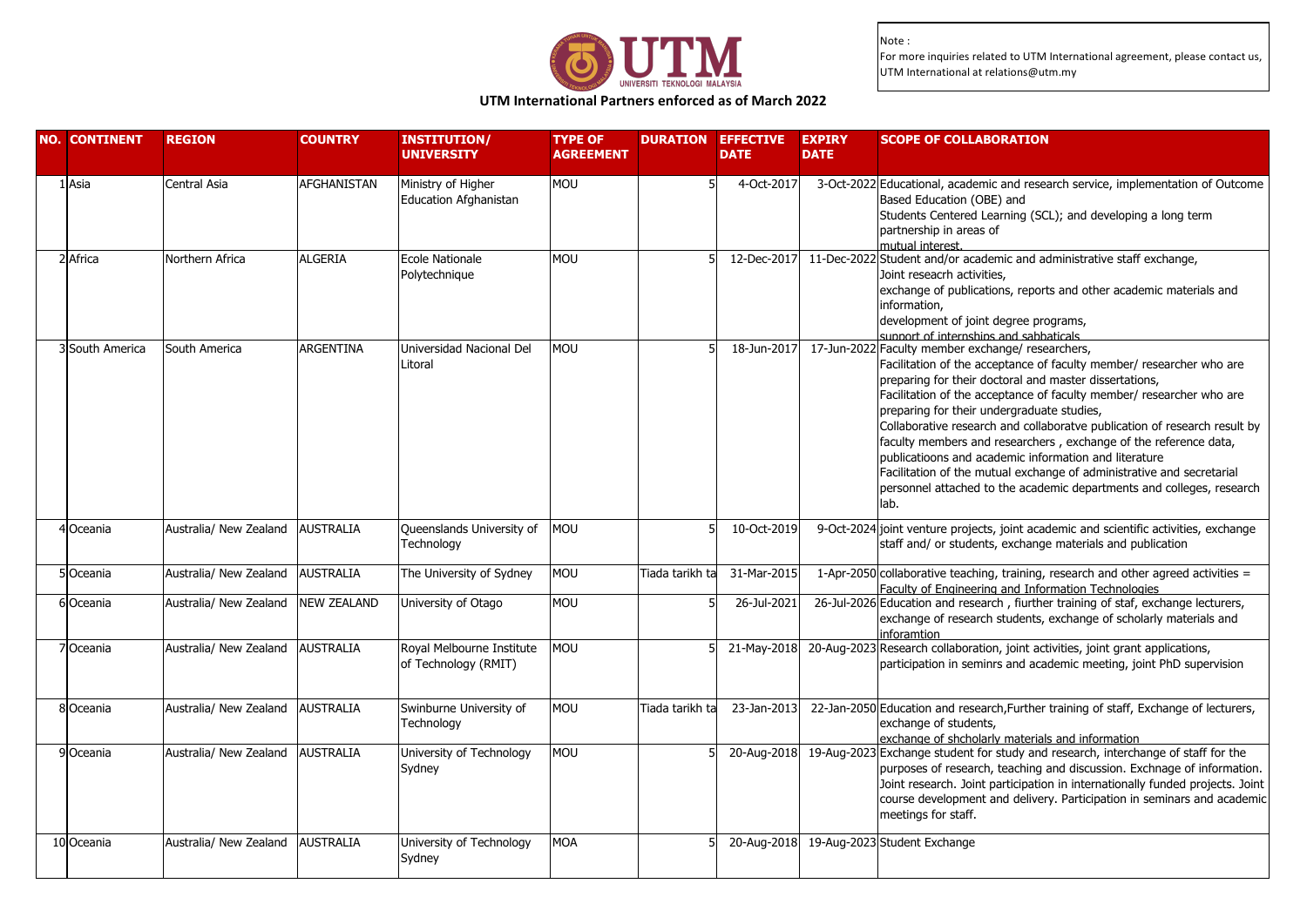Note :
For more inquiries related to UTM International agreement, please contact us, UTM International at relations@utm.my

## UTM International Partners enforced as of March 2022

| NO. | CONTINENT | REGION | COUNTRY | INSTITUTION/ UNIVERSITY | TYPE OF AGREEMENT | DURATION | EFFECTIVE DATE | EXPIRY DATE | SCOPE OF COLLABORATION |
|---|---|---|---|---|---|---|---|---|---|
| 1 | Asia | Central Asia | AFGHANISTAN | Ministry of Higher Education Afghanistan | MOU | 5 | 4-Oct-2017 | 3-Oct-2022 | Educational, academic and research service, implementation of Outcome Based Education (OBE) and Students Centered Learning (SCL); and developing a long term partnership in areas of mutual interest. |
| 2 | Africa | Northern Africa | ALGERIA | Ecole Nationale Polytechnique | MOU | 5 | 12-Dec-2017 | 11-Dec-2022 | Student and/or academic and administrative staff exchange, Joint reseacrh activities, exchange of publications, reports and other academic materials and information, development of joint degree programs, support of internships and sabbaticals |
| 3 | South America | South America | ARGENTINA | Universidad Nacional Del Litoral | MOU | 5 | 18-Jun-2017 | 17-Jun-2022 | Faculty member exchange/ researchers, Facilitation of the acceptance of faculty member/ researcher who are preparing for their doctoral and master dissertations, Facilitation of the acceptance of faculty member/ researcher who are preparing for their undergraduate studies, Collaborative research and collaboratve publication of research result by faculty members and researchers , exchange of the reference data, publicatioons and academic information and literature Facilitation of the mutual exchange of administrative and secretarial personnel attached to the academic departments and colleges, research lab. |
| 4 | Oceania | Australia/ New Zealand | AUSTRALIA | Queenslands University of Technology | MOU | 5 | 10-Oct-2019 | 9-Oct-2024 | joint venture projects, joint academic and scientific activities, exchange staff and/ or students, exchange materials and publication |
| 5 | Oceania | Australia/ New Zealand | AUSTRALIA | The University of Sydney | MOU | Tiada tarikh ta | 31-Mar-2015 | 1-Apr-2050 | collaborative teaching, training, research and other agreed activities = Faculty of Engineering and Information Technologies |
| 6 | Oceania | Australia/ New Zealand | NEW ZEALAND | University of Otago | MOU | 5 | 26-Jul-2021 | 26-Jul-2026 | Education and research , fiurther training of staf, exchange lecturers, exchange of research students, exchange of scholarly materials and inforamtion |
| 7 | Oceania | Australia/ New Zealand | AUSTRALIA | Royal Melbourne Institute of Technology (RMIT) | MOU | 5 | 21-May-2018 | 20-Aug-2023 | Research collaboration, joint activities, joint grant applications, participation in seminrs and academic meeting, joint PhD supervision |
| 8 | Oceania | Australia/ New Zealand | AUSTRALIA | Swinburne University of Technology | MOU | Tiada tarikh ta | 23-Jan-2013 | 22-Jan-2050 | Education and research,Further training of staff, Exchange of lecturers, exchange of students, exchange of shcholarly materials and information |
| 9 | Oceania | Australia/ New Zealand | AUSTRALIA | University of Technology Sydney | MOU | 5 | 20-Aug-2018 | 19-Aug-2023 | Exchange student for study and research, interchange of staff for the purposes of research, teaching and discussion. Exchnage of information. Joint research. Joint participation in internationally funded projects. Joint course development and delivery. Participation in seminars and academic meetings for staff. |
| 10 | Oceania | Australia/ New Zealand | AUSTRALIA | University of Technology Sydney | MOA | 5 | 20-Aug-2018 | 19-Aug-2023 | Student Exchange |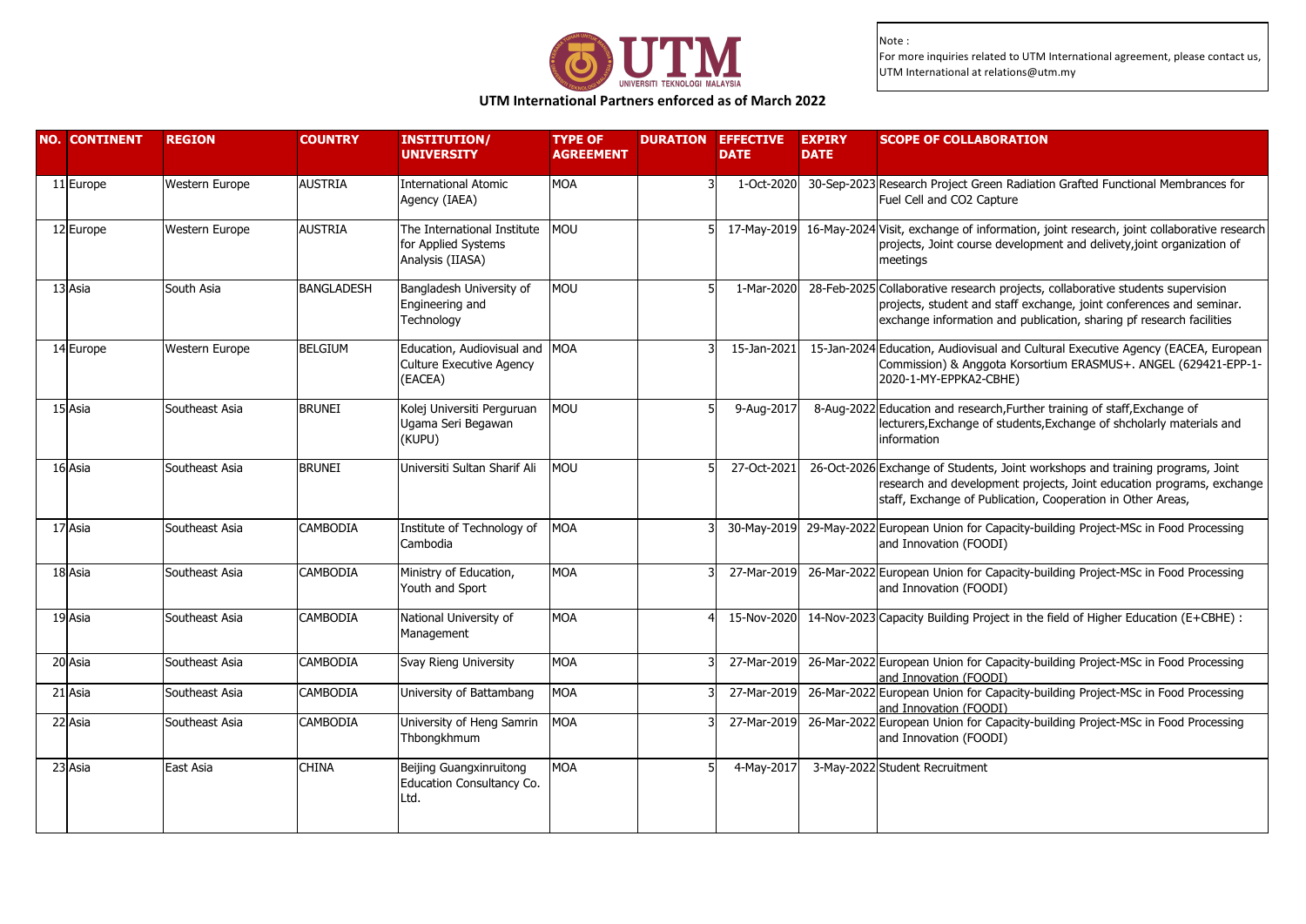Note :
For more inquiries related to UTM International agreement, please contact us, UTM International at relations@utm.my

## UTM International Partners enforced as of March 2022

| NO. | CONTINENT | REGION | COUNTRY | INSTITUTION/ UNIVERSITY | TYPE OF AGREEMENT | DURATION | EFFECTIVE DATE | EXPIRY DATE | SCOPE OF COLLABORATION |
|---|---|---|---|---|---|---|---|---|---|
| 11 | Europe | Western Europe | AUSTRIA | International Atomic Agency (IAEA) | MOA | 3 | 1-Oct-2020 | 30-Sep-2023 | Research Project Green Radiation Grafted Functional Membrances for Fuel Cell and CO2 Capture |
| 12 | Europe | Western Europe | AUSTRIA | The International Institute for Applied Systems Analysis (IIASA) | MOU | 5 | 17-May-2019 | 16-May-2024 | Visit, exchange of information, joint research, joint collaborative research projects, Joint course development and delivety,joint organization of meetings |
| 13 | Asia | South Asia | BANGLADESH | Bangladesh University of Engineering and Technology | MOU | 5 | 1-Mar-2020 | 28-Feb-2025 | Collaborative research projects, collaborative students supervision projects, student and staff exchange, joint conferences and seminar. exchange information and publication, sharing pf research facilities |
| 14 | Europe | Western Europe | BELGIUM | Education, Audiovisual and Culture Executive Agency (EACEA) | MOA | 3 | 15-Jan-2021 | 15-Jan-2024 | Education, Audiovisual and Cultural Executive Agency (EACEA, European Commission) & Anggota Korsortium ERASMUS+. ANGEL (629421-EPP-1-2020-1-MY-EPPKA2-CBHE) |
| 15 | Asia | Southeast Asia | BRUNEI | Kolej Universiti Perguruan Ugama Seri Begawan (KUPU) | MOU | 5 | 9-Aug-2017 | 8-Aug-2022 | Education and research,Further training of staff,Exchange of lecturers,Exchange of students,Exchange of shcholarly materials and information |
| 16 | Asia | Southeast Asia | BRUNEI | Universiti Sultan Sharif Ali | MOU | 5 | 27-Oct-2021 | 26-Oct-2026 | Exchange of Students, Joint workshops and training programs, Joint research and development projects, Joint education programs, exchange staff, Exchange of Publication, Cooperation in Other Areas, |
| 17 | Asia | Southeast Asia | CAMBODIA | Institute of Technology of Cambodia | MOA | 3 | 30-May-2019 | 29-May-2022 | European Union for Capacity-building Project-MSc in Food Processing and Innovation (FOODI) |
| 18 | Asia | Southeast Asia | CAMBODIA | Ministry of Education, Youth and Sport | MOA | 3 | 27-Mar-2019 | 26-Mar-2022 | European Union for Capacity-building Project-MSc in Food Processing and Innovation (FOODI) |
| 19 | Asia | Southeast Asia | CAMBODIA | National University of Management | MOA | 4 | 15-Nov-2020 | 14-Nov-2023 | Capacity Building Project in the field of Higher Education (E+CBHE) : |
| 20 | Asia | Southeast Asia | CAMBODIA | Svay Rieng University | MOA | 3 | 27-Mar-2019 | 26-Mar-2022 | European Union for Capacity-building Project-MSc in Food Processing and Innovation (FOODI) |
| 21 | Asia | Southeast Asia | CAMBODIA | University of Battambang | MOA | 3 | 27-Mar-2019 | 26-Mar-2022 | European Union for Capacity-building Project-MSc in Food Processing and Innovation (FOODI) |
| 22 | Asia | Southeast Asia | CAMBODIA | University of Heng Samrin Thbongkhmum | MOA | 3 | 27-Mar-2019 | 26-Mar-2022 | European Union for Capacity-building Project-MSc in Food Processing and Innovation (FOODI) |
| 23 | Asia | East Asia | CHINA | Beijing Guangxinruitong Education Consultancy Co. Ltd. | MOA | 5 | 4-May-2017 | 3-May-2022 | Student Recruitment |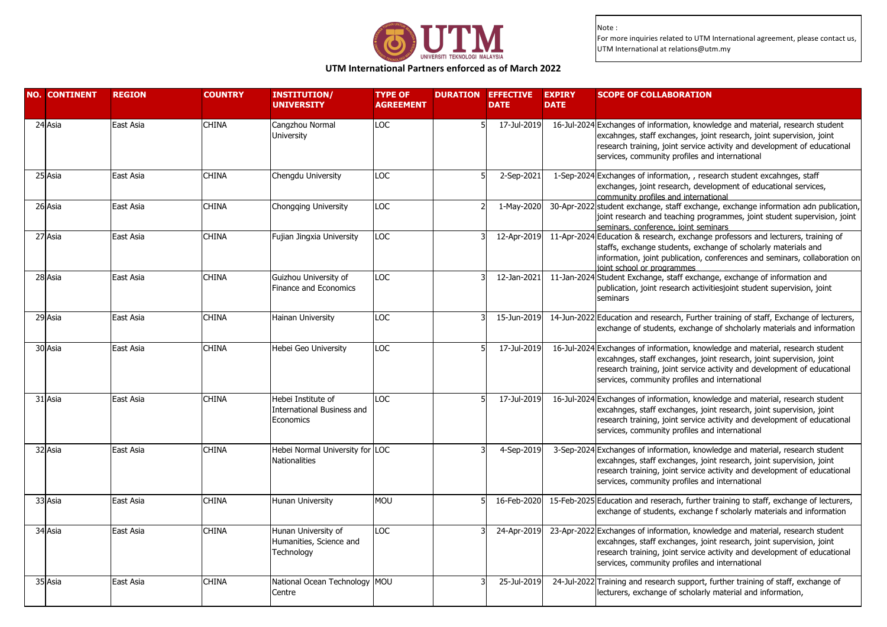UTM

UNIVERSITI TEKNOLOGI MALAYSIA

## UTM International Partners enforced as of March 2022

Note :
For more inquiries related to UTM International agreement, please contact us, UTM International at relations@utm.my

| NO. | CONTINENT | REGION | COUNTRY | INSTITUTION/ UNIVERSITY | TYPE OF AGREEMENT | DURATION | EFFECTIVE DATE | EXPIRY DATE | SCOPE OF COLLABORATION |
|---|---|---|---|---|---|---|---|---|---|
| 24 | Asia | East Asia | CHINA | Cangzhou Normal University | LOC | 5 | 17-Jul-2019 | 16-Jul-2024 | Exchanges of information, knowledge and material, research student excahnges, staff exchanges, joint research, joint supervision, joint research training, joint service activity and development of educational services, community profiles and international |
| 25 | Asia | East Asia | CHINA | Chengdu University | LOC | 5 | 2-Sep-2021 | 1-Sep-2024 | Exchanges of information, , research student excahnges, staff exchanges, joint research, development of educational services, community profiles and international |
| 26 | Asia | East Asia | CHINA | Chongqing University | LOC | 2 | 1-May-2020 | 30-Apr-2022 | student exchange, staff exchange, exchange information adn publication, joint research and teaching programmes, joint student supervision, joint seminars. conference, joint seminars |
| 27 | Asia | East Asia | CHINA | Fujian Jingxia University | LOC | 3 | 12-Apr-2019 | 11-Apr-2024 | Education & research, exchange professors and lecturers, training of staffs, exchange students, exchange of scholarly materials and information, joint publication, conferences and seminars, collaboration on joint school or programmes |
| 28 | Asia | East Asia | CHINA | Guizhou University of Finance and Economics | LOC | 3 | 12-Jan-2021 | 11-Jan-2024 | Student Exchange, staff exchange, exchange of information and publication, joint research activitiesjoint student supervision, joint seminars |
| 29 | Asia | East Asia | CHINA | Hainan University | LOC | 3 | 15-Jun-2019 | 14-Jun-2022 | Education and research, Further training of staff, Exchange of lecturers, exchange of students, exchange of shcholarly materials and information |
| 30 | Asia | East Asia | CHINA | Hebei Geo University | LOC | 5 | 17-Jul-2019 | 16-Jul-2024 | Exchanges of information, knowledge and material, research student excahnges, staff exchanges, joint research, joint supervision, joint research training, joint service activity and development of educational services, community profiles and international |
| 31 | Asia | East Asia | CHINA | Hebei Institute of International Business and Economics | LOC | 5 | 17-Jul-2019 | 16-Jul-2024 | Exchanges of information, knowledge and material, research student excahnges, staff exchanges, joint research, joint supervision, joint research training, joint service activity and development of educational services, community profiles and international |
| 32 | Asia | East Asia | CHINA | Hebei Normal University for Nationalities | LOC | 3 | 4-Sep-2019 | 3-Sep-2024 | Exchanges of information, knowledge and material, research student excahnges, staff exchanges, joint research, joint supervision, joint research training, joint service activity and development of educational services, community profiles and international |
| 33 | Asia | East Asia | CHINA | Hunan University | MOU | 5 | 16-Feb-2020 | 15-Feb-2025 | Education and reserach, further training to staff, exchange of lecturers, exchange of students, exchange f scholarly materials and information |
| 34 | Asia | East Asia | CHINA | Hunan University of Humanities, Science and Technology | LOC | 3 | 24-Apr-2019 | 23-Apr-2022 | Exchanges of information, knowledge and material, research student excahnges, staff exchanges, joint research, joint supervision, joint research training, joint service activity and development of educational services, community profiles and international |
| 35 | Asia | East Asia | CHINA | National Ocean Technology Centre | MOU | 3 | 25-Jul-2019 | 24-Jul-2022 | Training and research support, further training of staff, exchange of lecturers, exchange of scholarly material and information, |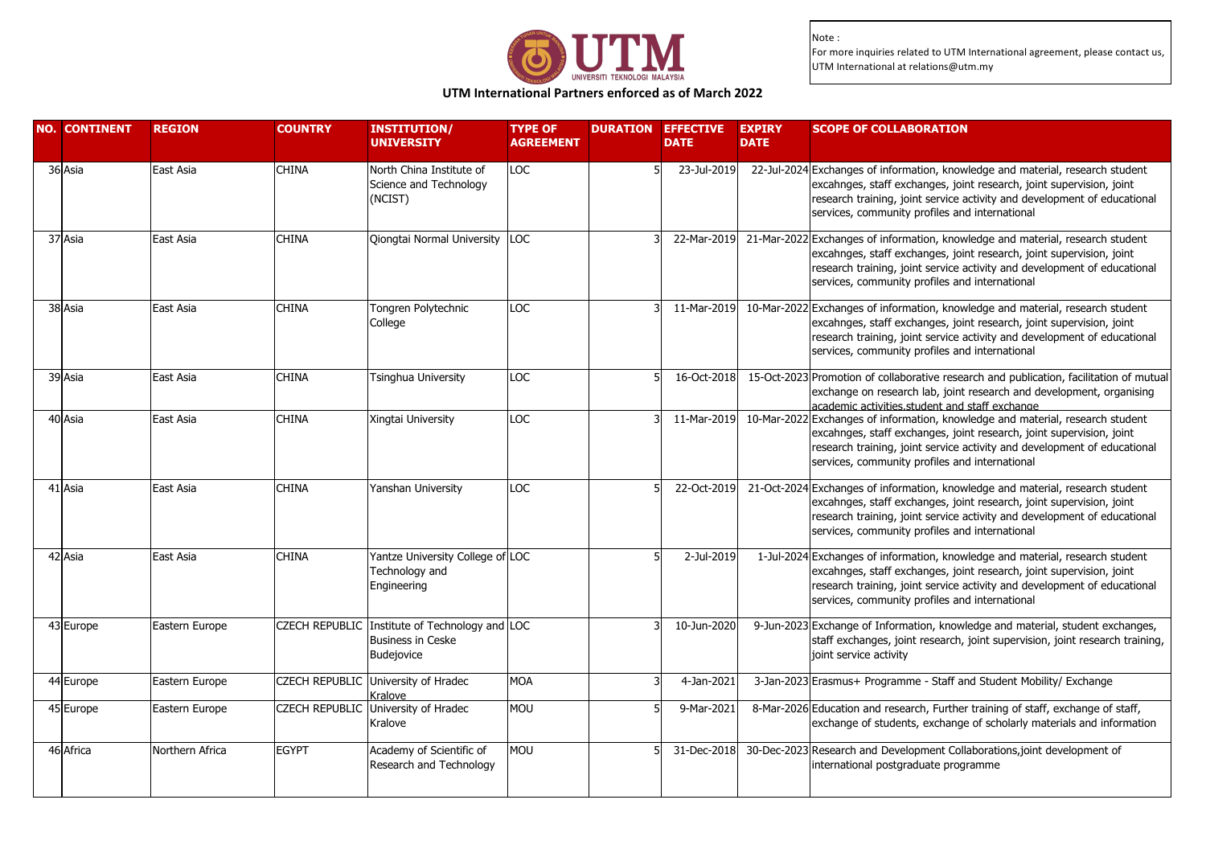Note :
For more inquiries related to UTM International agreement, please contact us, UTM International at relations@utm.my

## UTM International Partners enforced as of March 2022

| NO. | CONTINENT | REGION | COUNTRY | INSTITUTION/ UNIVERSITY | TYPE OF AGREEMENT | DURATION | EFFECTIVE DATE | EXPIRY DATE | SCOPE OF COLLABORATION |
|---|---|---|---|---|---|---|---|---|---|
| 36 | Asia | East Asia | CHINA | North China Institute of Science and Technology (NCIST) | LOC | 5 | 23-Jul-2019 | 22-Jul-2024 | Exchanges of information, knowledge and material, research student excahnges, staff exchanges, joint research, joint supervision, joint research training, joint service activity and development of educational services, community profiles and international |
| 37 | Asia | East Asia | CHINA | Qiongtai Normal University | LOC | 3 | 22-Mar-2019 | 21-Mar-2022 | Exchanges of information, knowledge and material, research student excahnges, staff exchanges, joint research, joint supervision, joint research training, joint service activity and development of educational services, community profiles and international |
| 38 | Asia | East Asia | CHINA | Tongren Polytechnic College | LOC | 3 | 11-Mar-2019 | 10-Mar-2022 | Exchanges of information, knowledge and material, research student excahnges, staff exchanges, joint research, joint supervision, joint research training, joint service activity and development of educational services, community profiles and international |
| 39 | Asia | East Asia | CHINA | Tsinghua University | LOC | 5 | 16-Oct-2018 | 15-Oct-2023 | Promotion of collaborative research and publication, facilitation of mutual exchange on research lab, joint research and development, organising academic activities,student and staff exchange |
| 40 | Asia | East Asia | CHINA | Xingtai University | LOC | 3 | 11-Mar-2019 | 10-Mar-2022 | Exchanges of information, knowledge and material, research student excahnges, staff exchanges, joint research, joint supervision, joint research training, joint service activity and development of educational services, community profiles and international |
| 41 | Asia | East Asia | CHINA | Yanshan University | LOC | 5 | 22-Oct-2019 | 21-Oct-2024 | Exchanges of information, knowledge and material, research student excahnges, staff exchanges, joint research, joint supervision, joint research training, joint service activity and development of educational services, community profiles and international |
| 42 | Asia | East Asia | CHINA | Yantze University College of Technology and Engineering | LOC | 5 | 2-Jul-2019 | 1-Jul-2024 | Exchanges of information, knowledge and material, research student excahnges, staff exchanges, joint research, joint supervision, joint research training, joint service activity and development of educational services, community profiles and international |
| 43 | Europe | Eastern Europe | CZECH REPUBLIC | Institute of Technology and Business in Ceske Budejovice | LOC | 3 | 10-Jun-2020 | 9-Jun-2023 | Exchange of Information, knowledge and material, student exchanges, staff exchanges, joint research, joint supervision, joint research training, joint service activity |
| 44 | Europe | Eastern Europe | CZECH REPUBLIC | University of Hradec Kralove | MOA | 3 | 4-Jan-2021 | 3-Jan-2023 | Erasmus+ Programme - Staff and Student Mobility/ Exchange |
| 45 | Europe | Eastern Europe | CZECH REPUBLIC | University of Hradec Kralove | MOU | 5 | 9-Mar-2021 | 8-Mar-2026 | Education and research, Further training of staff, exchange of staff, exchange of students, exchange of scholarly materials and information |
| 46 | Africa | Northern Africa | EGYPT | Academy of Scientific of Research and Technology | MOU | 5 | 31-Dec-2018 | 30-Dec-2023 | Research and Development Collaborations,joint development of international postgraduate programme |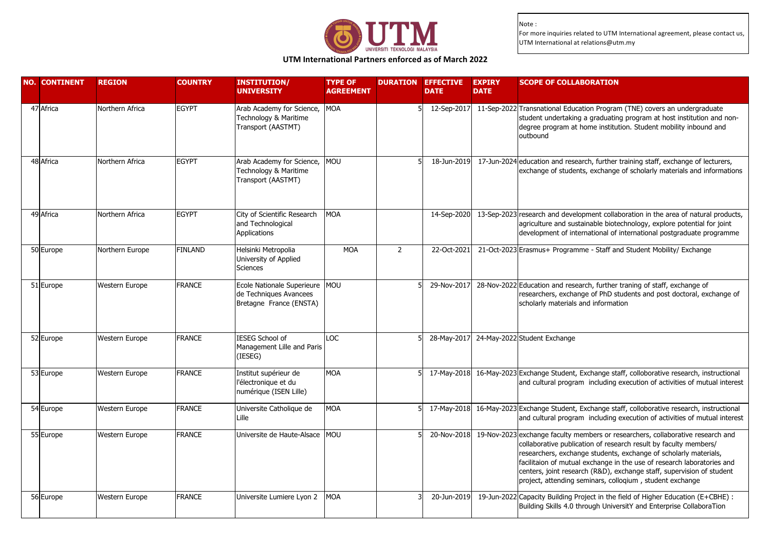Note :
For more inquiries related to UTM International agreement, please contact us, UTM International at relations@utm.my

**UTM International Partners enforced as of March 2022**

| NO. | CONTINENT | REGION | COUNTRY | INSTITUTION/ UNIVERSITY | TYPE OF AGREEMENT | DURATION | EFFECTIVE DATE | EXPIRY DATE | SCOPE OF COLLABORATION |
|---|---|---|---|---|---|---|---|---|---|
| 47 | Africa | Northern Africa | EGYPT | Arab Academy for Science, Technology & Maritime Transport (AASTMT) | MOA | 5 | 12-Sep-2017 | 11-Sep-2022 | Transnational Education Program (TNE) covers an undergraduate student undertaking a graduating program at host institution and non-degree program at home institution. Student mobility inbound and outbound |
| 48 | Africa | Northern Africa | EGYPT | Arab Academy for Science, Technology & Maritime Transport (AASTMT) | MOU | 5 | 18-Jun-2019 | 17-Jun-2024 | education and research, further training staff, exchange of lecturers, exchange of students, exchange of scholarly materials and informations |
| 49 | Africa | Northern Africa | EGYPT | City of Scientific Research and Technological Applications | MOA | | 14-Sep-2020 | 13-Sep-2023 | research and development collaboration in the area of natural products, agriculture and sustainable biotechnology, explore potential for joint development of international of international postgraduate programme |
| 50 | Europe | Northern Europe | FINLAND | Helsinki Metropolia University of Applied Sciences | MOA | 2 | 22-Oct-2021 | 21-Oct-2023 | Erasmus+ Programme - Staff and Student Mobility/ Exchange |
| 51 | Europe | Western Europe | FRANCE | Ecole Nationale Superieure de Techniques Avancees Bretagne France (ENSTA) | MOU | 5 | 29-Nov-2017 | 28-Nov-2022 | Education and research, further traning of staff, exchange of researchers, exchange of PhD students and post doctoral, exchange of scholarly materials and information |
| 52 | Europe | Western Europe | FRANCE | IESEG School of Management Lille and Paris (IESEG) | LOC | 5 | 28-May-2017 | 24-May-2022 | Student Exchange |
| 53 | Europe | Western Europe | FRANCE | Institut supérieur de l'électronique et du numérique (ISEN Lille) | MOA | 5 | 17-May-2018 | 16-May-2023 | Exchange Student, Exchange staff, colloborative research, instructional and cultural program including execution of activities of mutual interest |
| 54 | Europe | Western Europe | FRANCE | Universite Catholique de Lille | MOA | 5 | 17-May-2018 | 16-May-2023 | Exchange Student, Exchange staff, colloborative research, instructional and cultural program including execution of activities of mutual interest |
| 55 | Europe | Western Europe | FRANCE | Universite de Haute-Alsace | MOU | 5 | 20-Nov-2018 | 19-Nov-2023 | exchange faculty members or researchers, collaborative research and collaborative publication of research result by faculty members/ researchers, exchange students, exchange of scholarly materials, facilitaion of mutual exchange in the use of research laboratories and centers, joint research (R&D), exchange staff, supervision of student project, attending seminars, colloqium , student exchange |
| 56 | Europe | Western Europe | FRANCE | Universite Lumiere Lyon 2 | MOA | 3 | 20-Jun-2019 | 19-Jun-2022 | Capacity Building Project in the field of Higher Education (E+CBHE) : Building Skills 4.0 through UniversitY and Enterprise CollaboraTion |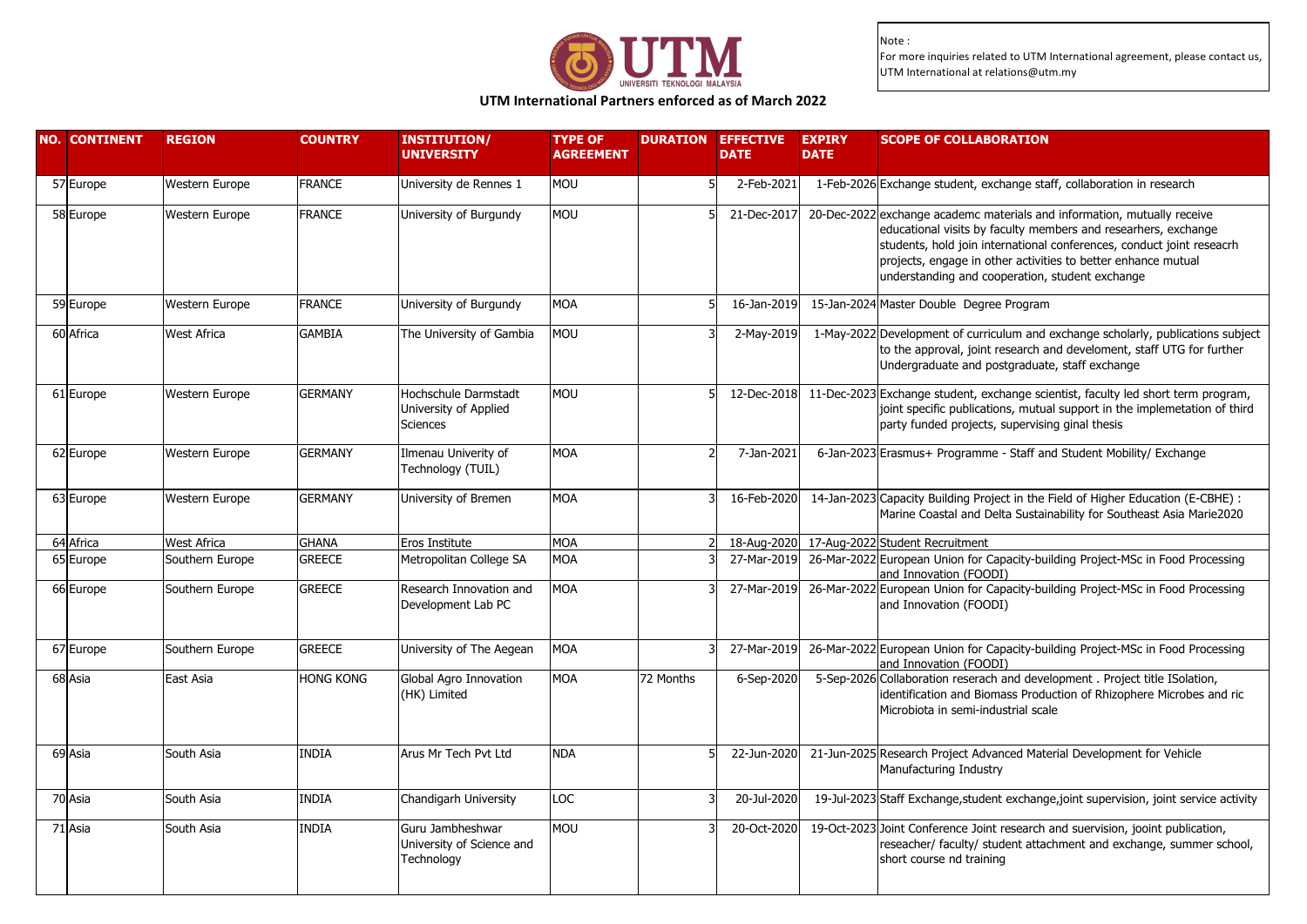Note :
For more inquiries related to UTM International agreement, please contact us, UTM International at relations@utm.my

## UTM International Partners enforced as of March 2022

| NO. | CONTINENT | REGION | COUNTRY | INSTITUTION/ UNIVERSITY | TYPE OF AGREEMENT | DURATION | EFFECTIVE DATE | EXPIRY DATE | SCOPE OF COLLABORATION |
|---|---|---|---|---|---|---|---|---|---|
| 57 | Europe | Western Europe | FRANCE | University de Rennes 1 | MOU | 5 | 2-Feb-2021 | 1-Feb-2026 | Exchange student, exchange staff, collaboration in research |
| 58 | Europe | Western Europe | FRANCE | University of Burgundy | MOU | 5 | 21-Dec-2017 | 20-Dec-2022 | exchange academc materials and information, mutually receive educational visits by faculty members and researhers, exchange students, hold join international conferences, conduct joint reseacrh projects, engage in other activities to better enhance mutual understanding and cooperation, student exchange |
| 59 | Europe | Western Europe | FRANCE | University of Burgundy | MOA | 5 | 16-Jan-2019 | 15-Jan-2024 | Master Double Degree Program |
| 60 | Africa | West Africa | GAMBIA | The University of Gambia | MOU | 3 | 2-May-2019 | 1-May-2022 | Development of curriculum and exchange scholarly, publications subject to the approval, joint research and develoment, staff UTG for further Undergraduate and postgraduate, staff exchange |
| 61 | Europe | Western Europe | GERMANY | Hochschule Darmstadt University of Applied Sciences | MOU | 5 | 12-Dec-2018 | 11-Dec-2023 | Exchange student, exchange scientist, faculty led short term program, joint specific publications, mutual support in the implemetation of third party funded projects, supervising ginal thesis |
| 62 | Europe | Western Europe | GERMANY | Ilmenau Univerity of Technology (TUIL) | MOA | 2 | 7-Jan-2021 | 6-Jan-2023 | Erasmus+ Programme - Staff and Student Mobility/ Exchange |
| 63 | Europe | Western Europe | GERMANY | University of Bremen | MOA | 3 | 16-Feb-2020 | 14-Jan-2023 | Capacity Building Project in the Field of Higher Education (E-CBHE) : Marine Coastal and Delta Sustainability for Southeast Asia Marie2020 |
| 64 | Africa | West Africa | GHANA | Eros Institute | MOA | 2 | 18-Aug-2020 | 17-Aug-2022 | Student Recruitment |
| 65 | Europe | Southern Europe | GREECE | Metropolitan College SA | MOA | 3 | 27-Mar-2019 | 26-Mar-2022 | European Union for Capacity-building Project-MSc in Food Processing and Innovation (FOODI) |
| 66 | Europe | Southern Europe | GREECE | Research Innovation and Development Lab PC | MOA | 3 | 27-Mar-2019 | 26-Mar-2022 | European Union for Capacity-building Project-MSc in Food Processing and Innovation (FOODI) |
| 67 | Europe | Southern Europe | GREECE | University of The Aegean | MOA | 3 | 27-Mar-2019 | 26-Mar-2022 | European Union for Capacity-building Project-MSc in Food Processing and Innovation (FOODI) |
| 68 | Asia | East Asia | HONG KONG | Global Agro Innovation (HK) Limited | MOA | 72 Months | 6-Sep-2020 | 5-Sep-2026 | Collaboration reserach and development . Project title ISolation, identification and Biomass Production of Rhizophere Microbes and ric Microbiota in semi-industrial scale |
| 69 | Asia | South Asia | INDIA | Arus Mr Tech Pvt Ltd | NDA | 5 | 22-Jun-2020 | 21-Jun-2025 | Research Project Advanced Material Development for Vehicle Manufacturing Industry |
| 70 | Asia | South Asia | INDIA | Chandigarh University | LOC | 3 | 20-Jul-2020 | 19-Jul-2023 | Staff Exchange,student exchange,joint supervision, joint service activity |
| 71 | Asia | South Asia | INDIA | Guru Jambheshwar University of Science and Technology | MOU | 3 | 20-Oct-2020 | 19-Oct-2023 | Joint Conference Joint research and suervision, jooint publication, reseacher/ faculty/ student attachment and exchange, summer school, short course nd training |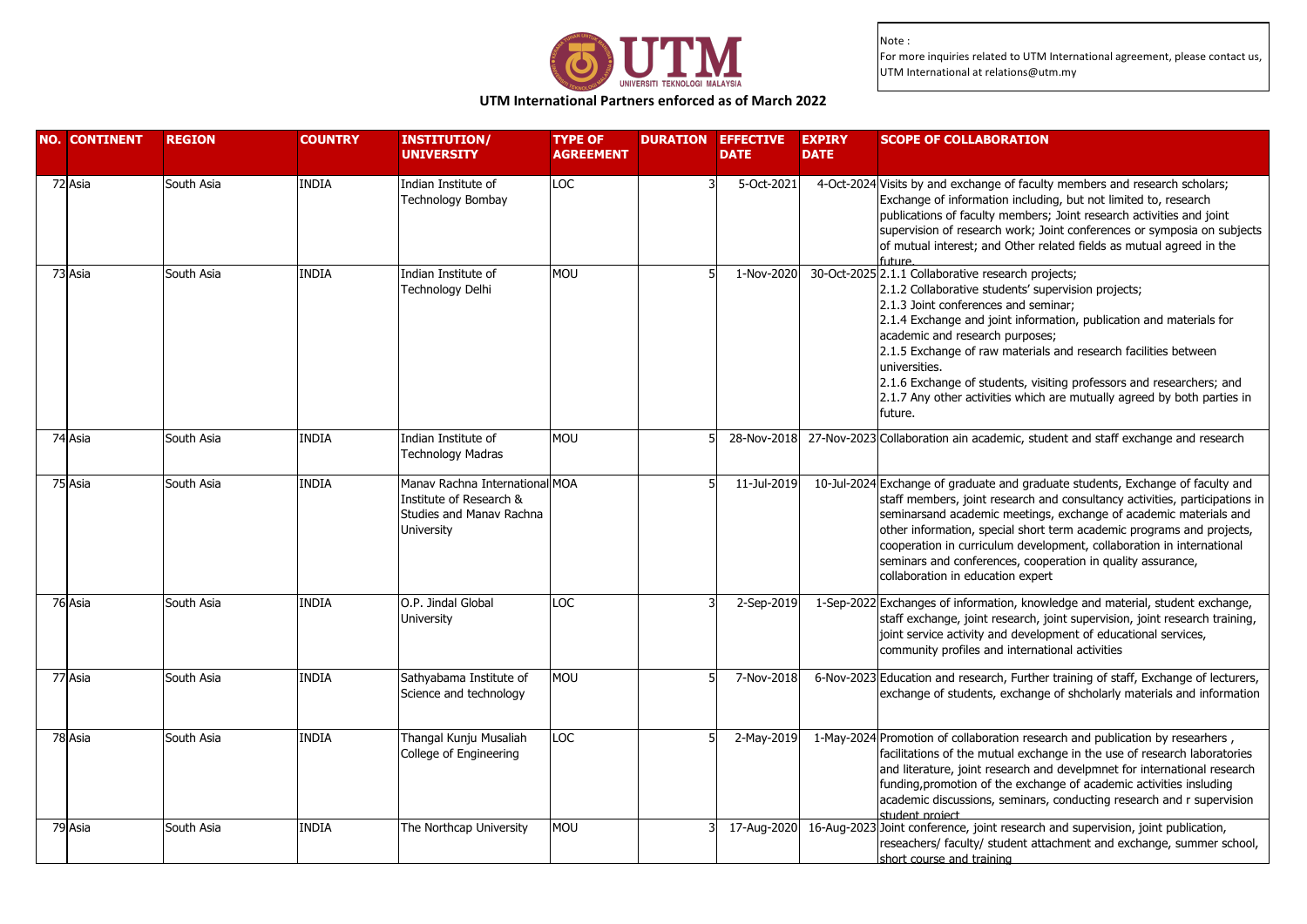UTM UNIVERSITI TEKNOLOGI MALAYSIA

## UTM International Partners enforced as of March 2022

Note :
For more inquiries related to UTM International agreement, please contact us, UTM International at relations@utm.my

| NO. | CONTINENT | REGION | COUNTRY | INSTITUTION/ UNIVERSITY | TYPE OF AGREEMENT | DURATION | EFFECTIVE DATE | EXPIRY DATE | SCOPE OF COLLABORATION |
|---|---|---|---|---|---|---|---|---|---|
| 72 | Asia | South Asia | INDIA | Indian Institute of Technology Bombay | LOC | 3 | 5-Oct-2021 | 4-Oct-2024 | Visits by and exchange of faculty members and research scholars; Exchange of information including, but not limited to, research publications of faculty members; Joint research activities and joint supervision of research work; Joint conferences or symposia on subjects of mutual interest; and Other related fields as mutual agreed in the future. |
| 73 | Asia | South Asia | INDIA | Indian Institute of Technology Delhi | MOU | 5 | 1-Nov-2020 | 30-Oct-2025 | 2.1.1 Collaborative research projects; 2.1.2 Collaborative students' supervision projects; 2.1.3 Joint conferences and seminar; 2.1.4 Exchange and joint information, publication and materials for academic and research purposes; 2.1.5 Exchange of raw materials and research facilities between universities. 2.1.6 Exchange of students, visiting professors and researchers; and 2.1.7 Any other activities which are mutually agreed by both parties in future. |
| 74 | Asia | South Asia | INDIA | Indian Institute of Technology Madras | MOU | 5 | 28-Nov-2018 | 27-Nov-2023 | Collaboration ain academic, student and staff exchange and research |
| 75 | Asia | South Asia | INDIA | Manav Rachna International Institute of Research & Studies and Manav Rachna University | MOA | 5 | 11-Jul-2019 | 10-Jul-2024 | Exchange of graduate and graduate students, Exchange of faculty and staff members, joint research and consultancy activities, participations in seminarsand academic meetings, exchange of academic materials and other information, special short term academic programs and projects, cooperation in curriculum development, collaboration in international seminars and conferences, cooperation in quality assurance, collaboration in education expert |
| 76 | Asia | South Asia | INDIA | O.P. Jindal Global University | LOC | 3 | 2-Sep-2019 | 1-Sep-2022 | Exchanges of information, knowledge and material, student exchange, staff exchange, joint research, joint supervision, joint research training, joint service activity and development of educational services, community profiles and international activities |
| 77 | Asia | South Asia | INDIA | Sathyabama Institute of Science and technology | MOU | 5 | 7-Nov-2018 | 6-Nov-2023 | Education and research, Further training of staff, Exchange of lecturers, exchange of students, exchange of shcholarly materials and information |
| 78 | Asia | South Asia | INDIA | Thangal Kunju Musaliah College of Engineering | LOC | 5 | 2-May-2019 | 1-May-2024 | Promotion of collaboration research and publication by researhers , facilitations of the mutual exchange in the use of research laboratories and literature, joint research and develpmnet for international research funding,promotion of the exchange of academic activities insluding academic discussions, seminars, conducting research and r supervision student project |
| 79 | Asia | South Asia | INDIA | The Northcap University | MOU | 3 | 17-Aug-2020 | 16-Aug-2023 | Joint conference, joint research and supervision, joint publication, reseachers/ faculty/ student attachment and exchange, summer school, short course and training |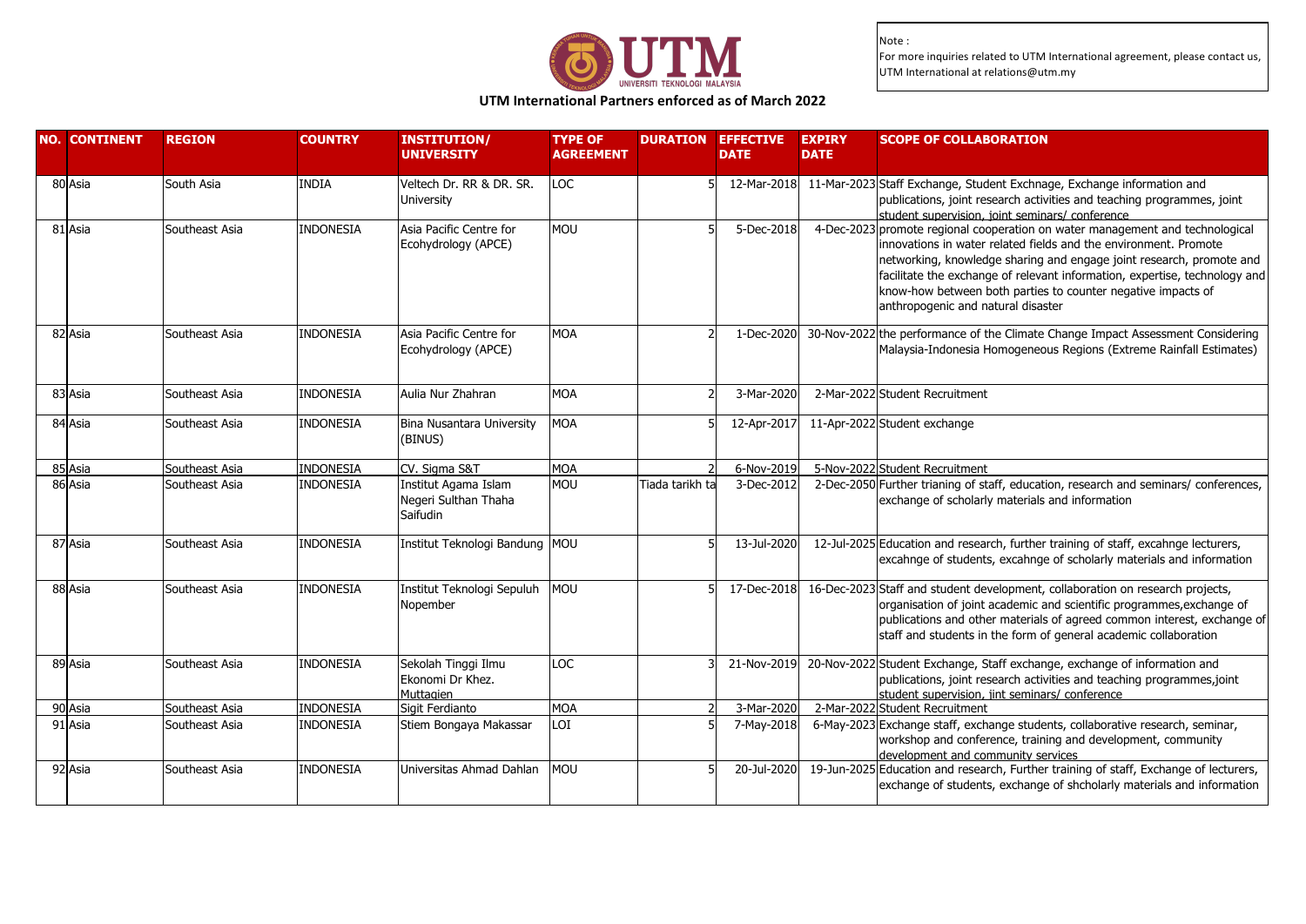Note :
For more inquiries related to UTM International agreement, please contact us, UTM International at relations@utm.my

## UTM International Partners enforced as of March 2022

| NO. | CONTINENT | REGION | COUNTRY | INSTITUTION/ UNIVERSITY | TYPE OF AGREEMENT | DURATION | EFFECTIVE DATE | EXPIRY DATE | SCOPE OF COLLABORATION |
|---|---|---|---|---|---|---|---|---|---|
| 80 | Asia | South Asia | INDIA | Veltech Dr. RR & DR. SR. University | LOC | 5 | 12-Mar-2018 | 11-Mar-2023 | Staff Exchange, Student Exchnage, Exchange information and publications, joint research activities and teaching programmes, joint student supervision, joint seminars/ conference |
| 81 | Asia | Southeast Asia | INDONESIA | Asia Pacific Centre for Ecohydrology (APCE) | MOU | 5 | 5-Dec-2018 | 4-Dec-2023 | promote regional cooperation on water management and technological innovations in water related fields and the environment. Promote networking, knowledge sharing and engage joint research, promote and facilitate the exchange of relevant information, expertise, technology and know-how between both parties to counter negative impacts of anthropogenic and natural disaster |
| 82 | Asia | Southeast Asia | INDONESIA | Asia Pacific Centre for Ecohydrology (APCE) | MOA | 2 | 1-Dec-2020 | 30-Nov-2022 | the performance of the Climate Change Impact Assessment Considering Malaysia-Indonesia Homogeneous Regions (Extreme Rainfall Estimates) |
| 83 | Asia | Southeast Asia | INDONESIA | Aulia Nur Zhahran | MOA | 2 | 3-Mar-2020 | 2-Mar-2022 | Student Recruitment |
| 84 | Asia | Southeast Asia | INDONESIA | Bina Nusantara University (BINUS) | MOA | 5 | 12-Apr-2017 | 11-Apr-2022 | Student exchange |
| 85 | Asia | Southeast Asia | INDONESIA | CV. Sigma S&T | MOA | 2 | 6-Nov-2019 | 5-Nov-2022 | Student Recruitment |
| 86 | Asia | Southeast Asia | INDONESIA | Institut Agama Islam Negeri Sulthan Thaha Saifudin | MOU | Tiada tarikh ta | 3-Dec-2012 | 2-Dec-2050 | Further trianing of staff, education, research and seminars/ conferences, exchange of scholarly materials and information |
| 87 | Asia | Southeast Asia | INDONESIA | Institut Teknologi Bandung | MOU | 5 | 13-Jul-2020 | 12-Jul-2025 | Education and research, further training of staff, excahnge lecturers, excahnge of students, excahnge of scholarly materials and information |
| 88 | Asia | Southeast Asia | INDONESIA | Institut Teknologi Sepuluh Nopember | MOU | 5 | 17-Dec-2018 | 16-Dec-2023 | Staff and student development, collaboration on research projects, organisation of joint academic and scientific programmes,exchange of publications and other materials of agreed common interest, exchange of staff and students in the form of general academic collaboration |
| 89 | Asia | Southeast Asia | INDONESIA | Sekolah Tinggi Ilmu Ekonomi Dr Khez. Muttaqien | LOC | 3 | 21-Nov-2019 | 20-Nov-2022 | Student Exchange, Staff exchange, exchange of information and publications, joint research activities and teaching programmes,joint student supervision, jint seminars/ conference |
| 90 | Asia | Southeast Asia | INDONESIA | Sigit Ferdianto | MOA | 2 | 3-Mar-2020 | 2-Mar-2022 | Student Recruitment |
| 91 | Asia | Southeast Asia | INDONESIA | Stiem Bongaya Makassar | LOI | 5 | 7-May-2018 | 6-May-2023 | Exchange staff, exchange students, collaborative research, seminar, workshop and conference, training and development, community development and community services |
| 92 | Asia | Southeast Asia | INDONESIA | Universitas Ahmad Dahlan | MOU | 5 | 20-Jul-2020 | 19-Jun-2025 | Education and research, Further training of staff, Exchange of lecturers, exchange of students, exchange of shcholarly materials and information |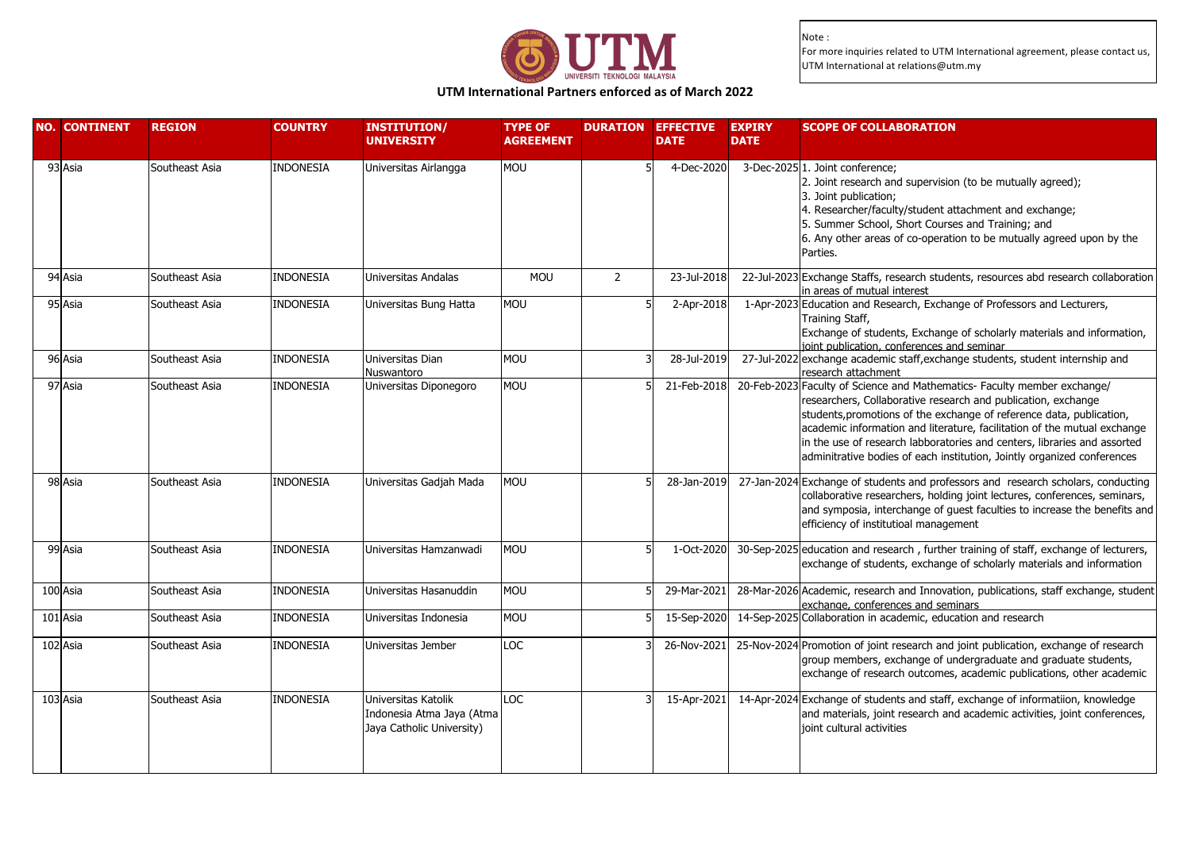Note :
For more inquiries related to UTM International agreement, please contact us, UTM International at relations@utm.my

## UTM International Partners enforced as of March 2022

| NO. | CONTINENT | REGION | COUNTRY | INSTITUTION/ UNIVERSITY | TYPE OF AGREEMENT | DURATION | EFFECTIVE DATE | EXPIRY DATE | SCOPE OF COLLABORATION |
|---|---|---|---|---|---|---|---|---|---|
| 93 | Asia | Southeast Asia | INDONESIA | Universitas Airlangga | MOU | 5 | 4-Dec-2020 | 3-Dec-2025 | 1. Joint conference; 2. Joint research and supervision (to be mutually agreed); 3. Joint publication; 4. Researcher/faculty/student attachment and exchange; 5. Summer School, Short Courses and Training; and 6. Any other areas of co-operation to be mutually agreed upon by the Parties. |
| 94 | Asia | Southeast Asia | INDONESIA | Universitas Andalas | MOU | 2 | 23-Jul-2018 | 22-Jul-2023 | Exchange Staffs, research students, resources abd research collaboration in areas of mutual interest |
| 95 | Asia | Southeast Asia | INDONESIA | Universitas Bung Hatta | MOU | 5 | 2-Apr-2018 | 1-Apr-2023 | Education and Research, Exchange of Professors and Lecturers, Training Staff, Exchange of students, Exchange of scholarly materials and information, joint publication, conferences and seminar |
| 96 | Asia | Southeast Asia | INDONESIA | Universitas Dian Nuswantoro | MOU | 3 | 28-Jul-2019 | 27-Jul-2022 | exchange academic staff,exchange students, student internship and research attachment |
| 97 | Asia | Southeast Asia | INDONESIA | Universitas Diponegoro | MOU | 5 | 21-Feb-2018 | 20-Feb-2023 | Faculty of Science and Mathematics- Faculty member exchange/ researchers, Collaborative research and publication, exchange students,promotions of the exchange of reference data, publication, academic information and literature, facilitation of the mutual exchange in the use of research labboratories and centers, libraries and assorted adminitrative bodies of each institution, Jointly organized conferences |
| 98 | Asia | Southeast Asia | INDONESIA | Universitas Gadjah Mada | MOU | 5 | 28-Jan-2019 | 27-Jan-2024 | Exchange of students and professors and research scholars, conducting collaborative researchers, holding joint lectures, conferences, seminars, and symposia, interchange of guest faculties to increase the benefits and efficiency of institutioal management |
| 99 | Asia | Southeast Asia | INDONESIA | Universitas Hamzanwadi | MOU | 5 | 1-Oct-2020 | 30-Sep-2025 | education and research , further training of staff, exchange of lecturers, exchange of students, exchange of scholarly materials and information |
| 100 | Asia | Southeast Asia | INDONESIA | Universitas Hasanuddin | MOU | 5 | 29-Mar-2021 | 28-Mar-2026 | Academic, research and Innovation, publications, staff exchange, student exchange, conferences and seminars |
| 101 | Asia | Southeast Asia | INDONESIA | Universitas Indonesia | MOU | 5 | 15-Sep-2020 | 14-Sep-2025 | Collaboration in academic, education and research |
| 102 | Asia | Southeast Asia | INDONESIA | Universitas Jember | LOC | 3 | 26-Nov-2021 | 25-Nov-2024 | Promotion of joint research and joint publication, exchange of research group members, exchange of undergraduate and graduate students, exchange of research outcomes, academic publications, other academic |
| 103 | Asia | Southeast Asia | INDONESIA | Universitas Katolik Indonesia Atma Jaya (Atma Jaya Catholic University) | LOC | 3 | 15-Apr-2021 | 14-Apr-2024 | Exchange of students and staff, exchange of informatiion, knowledge and materials, joint research and academic activities, joint conferences, joint cultural activities |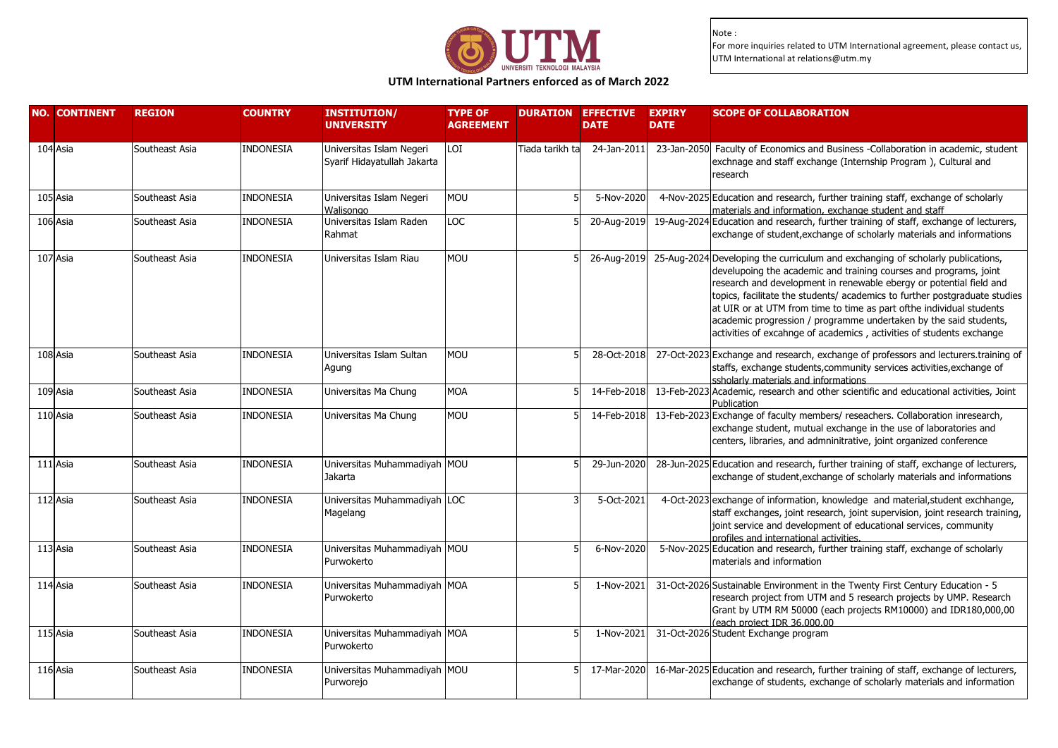Note :
For more inquiries related to UTM International agreement, please contact us, UTM International at relations@utm.my

## UTM International Partners enforced as of March 2022

| NO. | CONTINENT | REGION | COUNTRY | INSTITUTION/ UNIVERSITY | TYPE OF AGREEMENT | DURATION | EFFECTIVE DATE | EXPIRY DATE | SCOPE OF COLLABORATION |
|---|---|---|---|---|---|---|---|---|---|
| 104 | Asia | Southeast Asia | INDONESIA | Universitas Islam Negeri Syarif Hidayatullah Jakarta | LOI | Tiada tarikh ta | 24-Jan-2011 | 23-Jan-2050 | Faculty of Economics and Business -Collaboration in academic, student exchnage and staff exchange (Internship Program ), Cultural and research |
| 105 | Asia | Southeast Asia | INDONESIA | Universitas Islam Negeri Walisongo | MOU | 5 | 5-Nov-2020 | 4-Nov-2025 | Education and research, further training staff, exchange of scholarly materials and information, exchange student and staff |
| 106 | Asia | Southeast Asia | INDONESIA | Universitas Islam Raden Rahmat | LOC | 5 | 20-Aug-2019 | 19-Aug-2024 | Education and research, further training of staff, exchange of lecturers, exchange of student,exchange of scholarly materials and informations |
| 107 | Asia | Southeast Asia | INDONESIA | Universitas Islam Riau | MOU | 5 | 26-Aug-2019 | 25-Aug-2024 | Developing the curriculum and exchanging of scholarly publications, develupoing the academic and training courses and programs, joint research and development in renewable ebergy or potential field and topics, facilitate the students/ academics to further postgraduate studies at UIR or at UTM from time to time as part ofthe individual students academic progression / programme undertaken by the said students, activities of excahnge of academics , activities of students exchange |
| 108 | Asia | Southeast Asia | INDONESIA | Universitas Islam Sultan Agung | MOU | 5 | 28-Oct-2018 | 27-Oct-2023 | Exchange and research, exchange of professors and lecturers.training of staffs, exchange students,community services activities,exchange of ssholarly materials and informations |
| 109 | Asia | Southeast Asia | INDONESIA | Universitas Ma Chung | MOA | 5 | 14-Feb-2018 | 13-Feb-2023 | Academic, research and other scientific and educational activities, Joint Publication |
| 110 | Asia | Southeast Asia | INDONESIA | Universitas Ma Chung | MOU | 5 | 14-Feb-2018 | 13-Feb-2023 | Exchange of faculty members/ reseachers. Collaboration inresearch, exchange student, mutual exchange in the use of laboratories and centers, libraries, and admninitrative, joint organized conference |
| 111 | Asia | Southeast Asia | INDONESIA | Universitas Muhammadiyah Jakarta | MOU | 5 | 29-Jun-2020 | 28-Jun-2025 | Education and research, further training of staff, exchange of lecturers, exchange of student,exchange of scholarly materials and informations |
| 112 | Asia | Southeast Asia | INDONESIA | Universitas Muhammadiyah Magelang | LOC | 3 | 5-Oct-2021 | 4-Oct-2023 | exchange of information, knowledge and material,student exchhange, staff exchanges, joint research, joint supervision, joint research training, joint service and development of educational services, community profiles and international activities. |
| 113 | Asia | Southeast Asia | INDONESIA | Universitas Muhammadiyah Purwokerto | MOU | 5 | 6-Nov-2020 | 5-Nov-2025 | Education and research, further training staff, exchange of scholarly materials and information |
| 114 | Asia | Southeast Asia | INDONESIA | Universitas Muhammadiyah Purwokerto | MOA | 5 | 1-Nov-2021 | 31-Oct-2026 | Sustainable Environment in the Twenty First Century Education - 5 research project from UTM and 5 research projects by UMP. Research Grant by UTM RM 50000 (each projects RM10000) and IDR180,000,00 (each project IDR 36.000.00 |
| 115 | Asia | Southeast Asia | INDONESIA | Universitas Muhammadiyah Purwokerto | MOA | 5 | 1-Nov-2021 | 31-Oct-2026 | Student Exchange program |
| 116 | Asia | Southeast Asia | INDONESIA | Universitas Muhammadiyah Purworejo | MOU | 5 | 17-Mar-2020 | 16-Mar-2025 | Education and research, further training of staff, exchange of lecturers, exchange of students, exchange of scholarly materials and information |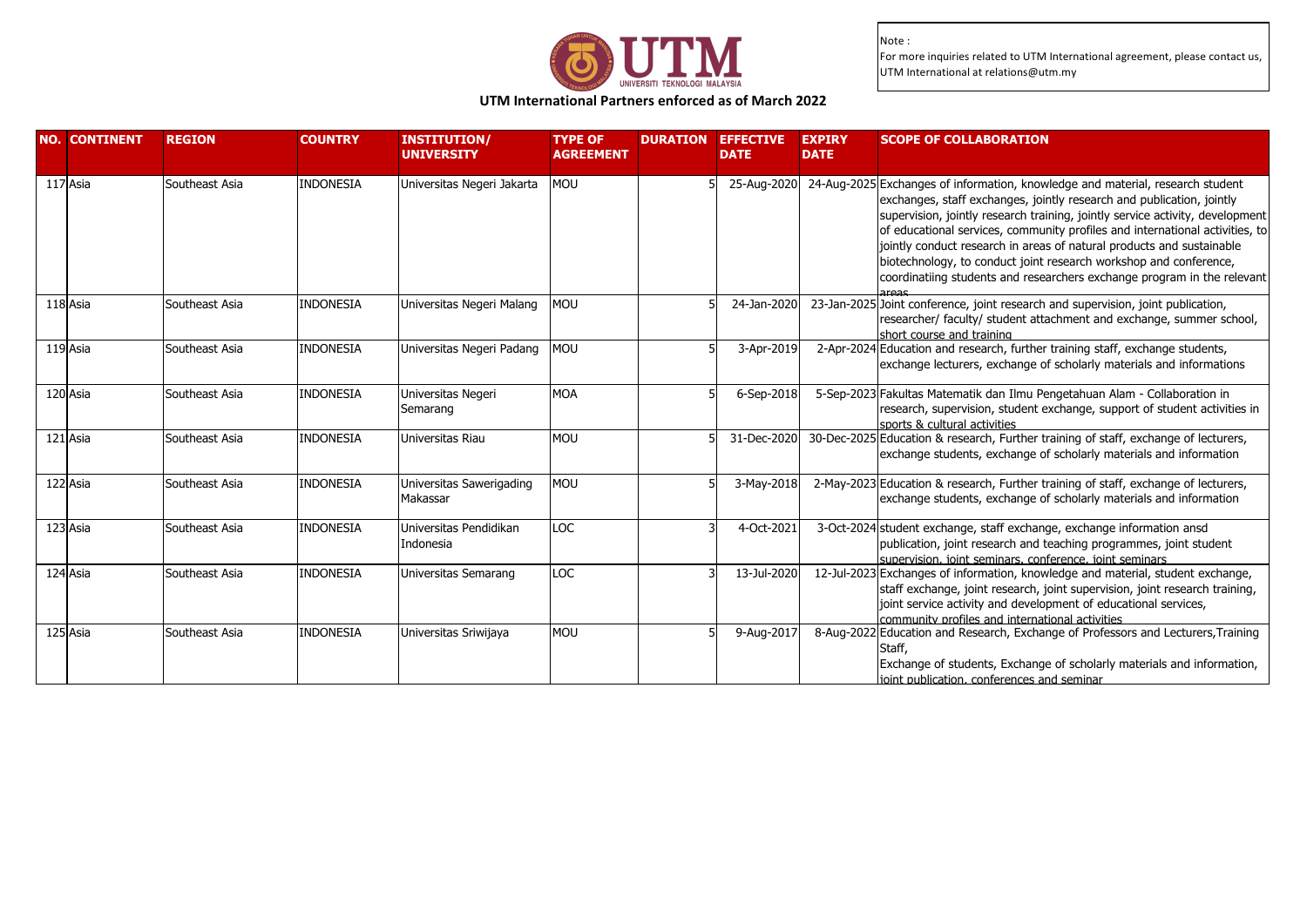UTM International Partners enforced as of March 2022

Note :
For more inquiries related to UTM International agreement, please contact us, UTM International at relations@utm.my

| NO. | CONTINENT | REGION | COUNTRY | INSTITUTION/ UNIVERSITY | TYPE OF AGREEMENT | DURATION | EFFECTIVE DATE | EXPIRY DATE | SCOPE OF COLLABORATION |
|---|---|---|---|---|---|---|---|---|---|
| 117 | Asia | Southeast Asia | INDONESIA | Universitas Negeri Jakarta | MOU | 5 | 25-Aug-2020 | 24-Aug-2025 | Exchanges of information, knowledge and material, research student exchanges, staff exchanges, jointly research and publication, jointly supervision, jointly research training, jointly service activity, development of educational services, community profiles and international activities, to jointly conduct research in areas of natural products and sustainable biotechnology, to conduct joint research workshop and conference, coordinatiing students and researchers exchange program in the relevant areas |
| 118 | Asia | Southeast Asia | INDONESIA | Universitas Negeri Malang | MOU | 5 | 24-Jan-2020 | 23-Jan-2025 | Joint conference, joint research and supervision, joint publication, researcher/ faculty/ student attachment and exchange, summer school, short course and training |
| 119 | Asia | Southeast Asia | INDONESIA | Universitas Negeri Padang | MOU | 5 | 3-Apr-2019 | 2-Apr-2024 | Education and research, further training staff, exchange students, exchange lecturers, exchange of scholarly materials and informations |
| 120 | Asia | Southeast Asia | INDONESIA | Universitas Negeri Semarang | MOA | 5 | 6-Sep-2018 | 5-Sep-2023 | Fakultas Matematik dan Ilmu Pengetahuan Alam - Collaboration in research, supervision, student exchange, support of student activities in sports & cultural activities |
| 121 | Asia | Southeast Asia | INDONESIA | Universitas Riau | MOU | 5 | 31-Dec-2020 | 30-Dec-2025 | Education & research, Further training of staff, exchange of lecturers, exchange students, exchange of scholarly materials and information |
| 122 | Asia | Southeast Asia | INDONESIA | Universitas Sawerigading Makassar | MOU | 5 | 3-May-2018 | 2-May-2023 | Education & research, Further training of staff, exchange of lecturers, exchange students, exchange of scholarly materials and information |
| 123 | Asia | Southeast Asia | INDONESIA | Universitas Pendidikan Indonesia | LOC | 3 | 4-Oct-2021 | 3-Oct-2024 | student exchange, staff exchange, exchange information ansd publication, joint research and teaching programmes, joint student supervision, joint seminars, conference, joint seminars |
| 124 | Asia | Southeast Asia | INDONESIA | Universitas Semarang | LOC | 3 | 13-Jul-2020 | 12-Jul-2023 | Exchanges of information, knowledge and material, student exchange, staff exchange, joint research, joint supervision, joint research training, joint service activity and development of educational services, community profiles and international activities |
| 125 | Asia | Southeast Asia | INDONESIA | Universitas Sriwijaya | MOU | 5 | 9-Aug-2017 | 8-Aug-2022 | Education and Research, Exchange of Professors and Lecturers,Training Staff, Exchange of students, Exchange of scholarly materials and information, joint publication, conferences and seminar |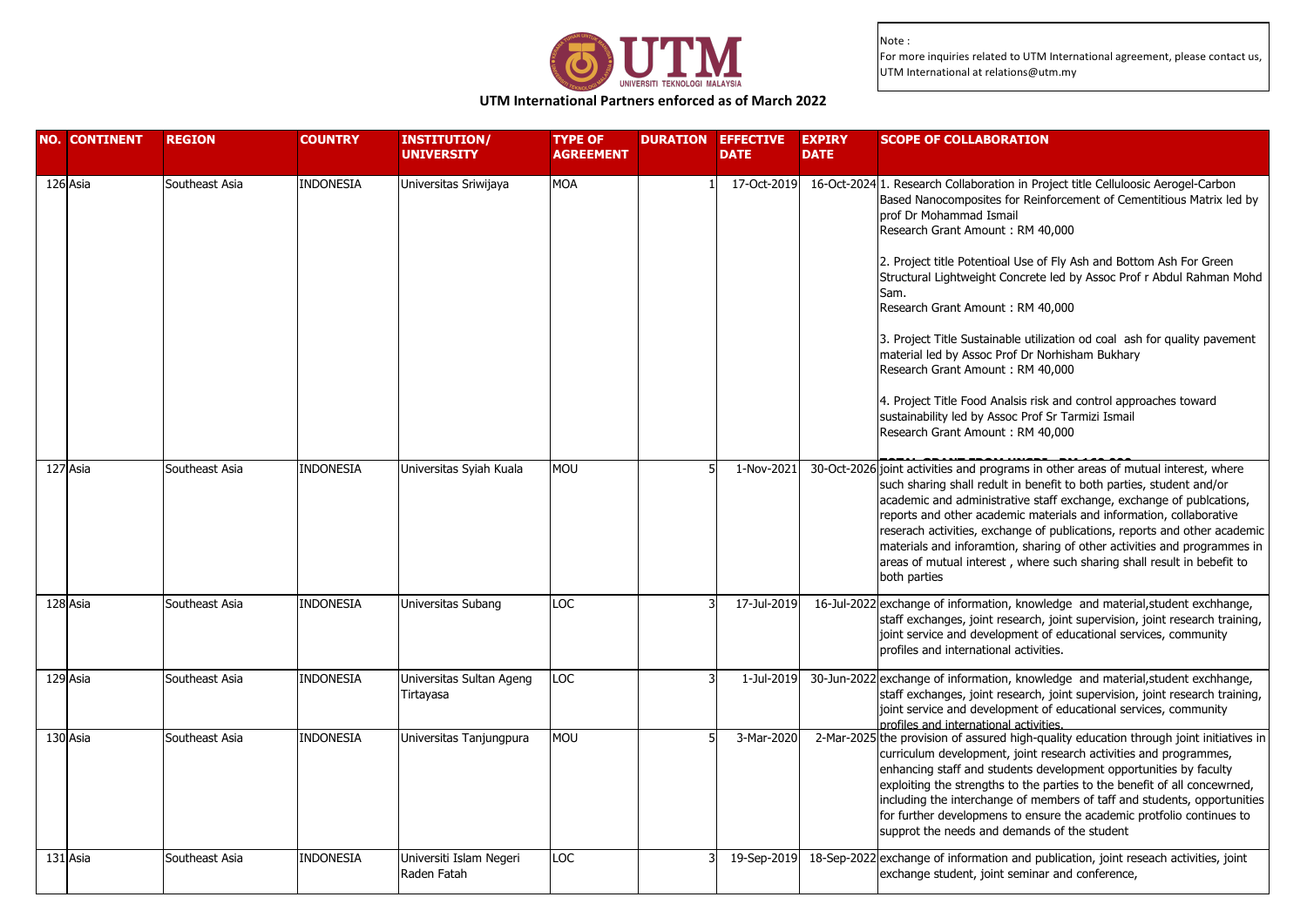UTM International Partners enforced as of March 2022

Note :
For more inquiries related to UTM International agreement, please contact us, UTM International at relations@utm.my

| NO. | CONTINENT | REGION | COUNTRY | INSTITUTION/ UNIVERSITY | TYPE OF AGREEMENT | DURATION | EFFECTIVE DATE | EXPIRY DATE | SCOPE OF COLLABORATION |
|---|---|---|---|---|---|---|---|---|---|
| 126 | Asia | Southeast Asia | INDONESIA | Universitas Sriwijaya | MOA | 1 | 17-Oct-2019 | 16-Oct-2024 | 1. Research Collaboration in Project title Celluloosic Aerogel-Carbon Based Nanocomposites for Reinforcement of Cementitious Matrix led by prof Dr Mohammad Ismail Research Grant Amount : RM 40,000<br><br>2. Project title Potentioal Use of Fly Ash and Bottom Ash For Green Structural Lightweight Concrete led by Assoc Prof r Abdul Rahman Mohd Sam. Research Grant Amount : RM 40,000<br><br>3. Project Title Sustainable utilization od coal ash for quality pavement material led by Assoc Prof Dr Norhisham Bukhary Research Grant Amount : RM 40,000<br><br>4. Project Title Food Analsis risk and control approaches toward sustainability led by Assoc Prof Sr Tarmizi Ismail Research Grant Amount : RM 40,000 |
| 127 | Asia | Southeast Asia | INDONESIA | Universitas Syiah Kuala | MOU | 5 | 1-Nov-2021 | 30-Oct-2026 | joint activities and programs in other areas of mutual interest, where such sharing shall redult in benefit to both parties, student and/or academic and administrative staff exchange, exchange of publcations, reports and other academic materials and information, collaborative reserach activities, exchange of publications, reports and other academic materials and inforamtion, sharing of other activities and programmes in areas of mutual interest , where such sharing shall result in bebefit to both parties |
| 128 | Asia | Southeast Asia | INDONESIA | Universitas Subang | LOC | 3 | 17-Jul-2019 | 16-Jul-2022 | exchange of information, knowledge and material,student exchhange, staff exchanges, joint research, joint supervision, joint research training, joint service and development of educational services, community profiles and international activities. |
| 129 | Asia | Southeast Asia | INDONESIA | Universitas Sultan Ageng Tirtayasa | LOC | 3 | 1-Jul-2019 | 30-Jun-2022 | exchange of information, knowledge and material,student exchhange, staff exchanges, joint research, joint supervision, joint research training, joint service and development of educational services, community profiles and international activities. |
| 130 | Asia | Southeast Asia | INDONESIA | Universitas Tanjungpura | MOU | 5 | 3-Mar-2020 | 2-Mar-2025 | the provision of assured high-quality education through joint initiatives in curriculum development, joint research activities and programmes, enhancing staff and students development opportunities by faculty exploiting the strengths to the parties to the benefit of all concewrned, including the interchange of members of taff and students, opportunities for further developmens to ensure the academic protfolio continues to supprot the needs and demands of the student |
| 131 | Asia | Southeast Asia | INDONESIA | Universiti Islam Negeri Raden Fatah | LOC | 3 | 19-Sep-2019 | 18-Sep-2022 | exchange of information and publication, joint reseach activities, joint exchange student, joint seminar and conference, |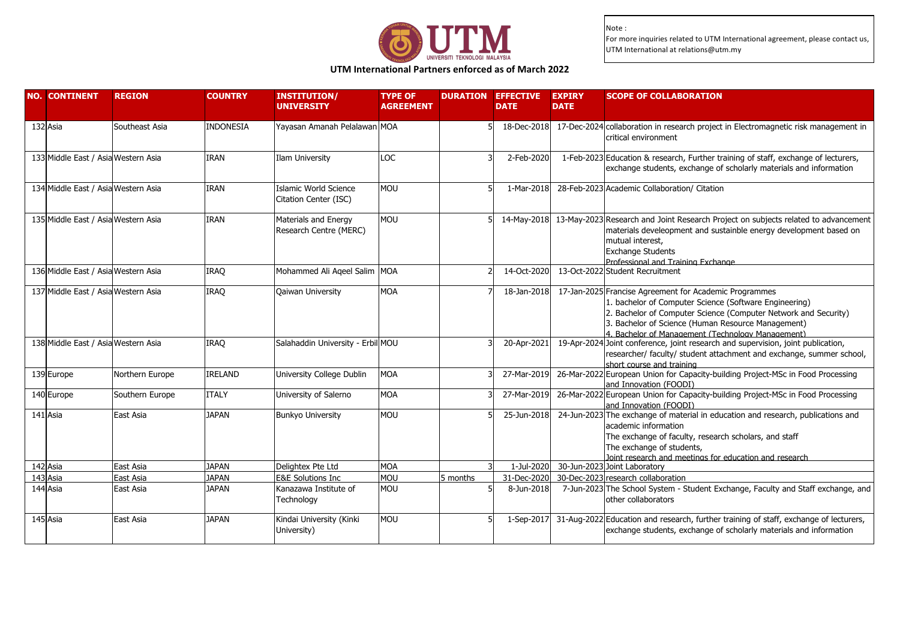UTM Universiti Teknologi Malaysia

**UTM International Partners enforced as of March 2022**

Note :
For more inquiries related to UTM International agreement, please contact us, UTM International at relations@utm.my

| NO. | CONTINENT | REGION | COUNTRY | INSTITUTION/ UNIVERSITY | TYPE OF AGREEMENT | DURATION | EFFECTIVE DATE | EXPIRY DATE | SCOPE OF COLLABORATION |
|---|---|---|---|---|---|---|---|---|---|
| 132 | Asia | Southeast Asia | INDONESIA | Yayasan Amanah Pelalawan | MOA | 5 | 18-Dec-2018 | 17-Dec-2024 | collaboration in research project in Electromagnetic risk management in critical environment |
| 133 | Middle East / Asia | Western Asia | IRAN | Ilam University | LOC | 3 | 2-Feb-2020 | 1-Feb-2023 | Education & research, Further training of staff, exchange of lecturers, exchange students, exchange of scholarly materials and information |
| 134 | Middle East / Asia | Western Asia | IRAN | Islamic World Science Citation Center (ISC) | MOU | 5 | 1-Mar-2018 | 28-Feb-2023 | Academic Collaboration/ Citation |
| 135 | Middle East / Asia | Western Asia | IRAN | Materials and Energy Research Centre (MERC) | MOU | 5 | 14-May-2018 | 13-May-2023 | Research and Joint Research Project on subjects related to advancement materials develeopment and sustainble energy development based on mutual interest, Exchange Students Professional and Training Exchange |
| 136 | Middle East / Asia | Western Asia | IRAQ | Mohammed Ali Aqeel Salim | MOA | 2 | 14-Oct-2020 | 13-Oct-2022 | Student Recruitment |
| 137 | Middle East / Asia | Western Asia | IRAQ | Qaiwan University | MOA | 7 | 18-Jan-2018 | 17-Jan-2025 | Francise Agreement for Academic Programmes 1. bachelor of Computer Science (Software Engineering) 2. Bachelor of Computer Science (Computer Network and Security) 3. Bachelor of Science (Human Resource Management) 4. Bachelor of Management (Technology Management) |
| 138 | Middle East / Asia | Western Asia | IRAQ | Salahaddin University - Erbil | MOU | 3 | 20-Apr-2021 | 19-Apr-2024 | Joint conference, joint research and supervision, joint publication, researcher/ faculty/ student attachment and exchange, summer school, short course and training |
| 139 | Europe | Northern Europe | IRELAND | University College Dublin | MOA | 3 | 27-Mar-2019 | 26-Mar-2022 | European Union for Capacity-building Project-MSc in Food Processing and Innovation (FOODI) |
| 140 | Europe | Southern Europe | ITALY | University of Salerno | MOA | 3 | 27-Mar-2019 | 26-Mar-2022 | European Union for Capacity-building Project-MSc in Food Processing and Innovation (FOODI) |
| 141 | Asia | East Asia | JAPAN | Bunkyo University | MOU | 5 | 25-Jun-2018 | 24-Jun-2023 | The exchange of material in education and research, publications and academic information The exchange of faculty, research scholars, and staff The exchange of students, Joint research and meetings for education and research |
| 142 | Asia | East Asia | JAPAN | Delightex Pte Ltd | MOA | 3 | 1-Jul-2020 | 30-Jun-2023 | Joint Laboratory |
| 143 | Asia | East Asia | JAPAN | E&E Solutions Inc | MOU | 5 months | 31-Dec-2020 | 30-Dec-2023 | research collaboration |
| 144 | Asia | East Asia | JAPAN | Kanazawa Institute of Technology | MOU | 5 | 8-Jun-2018 | 7-Jun-2023 | The School System - Student Exchange, Faculty and Staff exchange, and other collaborators |
| 145 | Asia | East Asia | JAPAN | Kindai University (Kinki University) | MOU | 5 | 1-Sep-2017 | 31-Aug-2022 | Education and research, further training of staff, exchange of lecturers, exchange students, exchange of scholarly materials and information |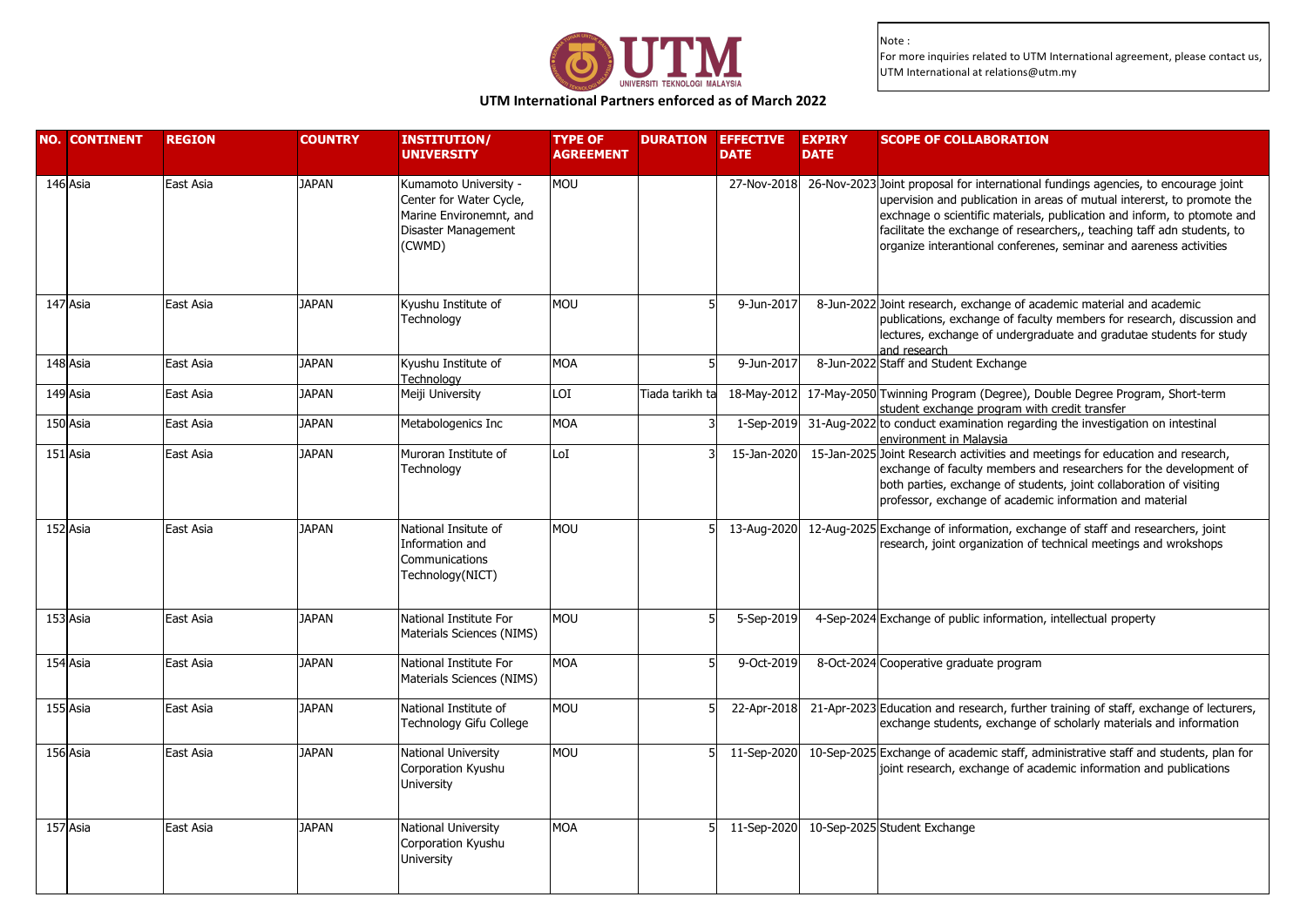Note :
For more inquiries related to UTM International agreement, please contact us, UTM International at relations@utm.my

## UTM International Partners enforced as of March 2022

| NO. | CONTINENT | REGION | COUNTRY | INSTITUTION/ UNIVERSITY | TYPE OF AGREEMENT | DURATION | EFFECTIVE DATE | EXPIRY DATE | SCOPE OF COLLABORATION |
|---|---|---|---|---|---|---|---|---|---|
| 146 | Asia | East Asia | JAPAN | Kumamoto University - Center for Water Cycle, Marine Environemnt, and Disaster Management (CWMD) | MOU | | 27-Nov-2018 | 26-Nov-2023 | Joint proposal for international fundings agencies, to encourage joint upervision and publication in areas of mutual intererst, to promote the exchnage o scientific materials, publication and inform, to ptomote and facilitate the exchange of researchers,, teaching taff adn students, to organize interantional conferenes, seminar and aareness activities |
| 147 | Asia | East Asia | JAPAN | Kyushu Institute of Technology | MOU | 5 | 9-Jun-2017 | 8-Jun-2022 | Joint research, exchange of academic material and academic publications, exchange of faculty members for research, discussion and lectures, exchange of undergraduate and gradutae students for study and research |
| 148 | Asia | East Asia | JAPAN | Kyushu Institute of Technology | MOA | 5 | 9-Jun-2017 | 8-Jun-2022 | Staff and Student Exchange |
| 149 | Asia | East Asia | JAPAN | Meiji University | LOI | Tiada tarikh ta | 18-May-2012 | 17-May-2050 | Twinning Program (Degree), Double Degree Program, Short-term student exchange program with credit transfer |
| 150 | Asia | East Asia | JAPAN | Metabologenics Inc | MOA | 3 | 1-Sep-2019 | 31-Aug-2022 | to conduct examination regarding the investigation on intestinal environment in Malaysia |
| 151 | Asia | East Asia | JAPAN | Muroran Institute of Technology | LoI | 3 | 15-Jan-2020 | 15-Jan-2025 | Joint Research activities and meetings for education and research, exchange of faculty members and researchers for the development of both parties, exchange of students, joint collaboration of visiting professor, exchange of academic information and material |
| 152 | Asia | East Asia | JAPAN | National Insitute of Information and Communications Technology(NICT) | MOU | 5 | 13-Aug-2020 | 12-Aug-2025 | Exchange of information, exchange of staff and researchers, joint research, joint organization of technical meetings and wrokshops |
| 153 | Asia | East Asia | JAPAN | National Institute For Materials Sciences (NIMS) | MOU | 5 | 5-Sep-2019 | 4-Sep-2024 | Exchange of public information, intellectual property |
| 154 | Asia | East Asia | JAPAN | National Institute For Materials Sciences (NIMS) | MOA | 5 | 9-Oct-2019 | 8-Oct-2024 | Cooperative graduate program |
| 155 | Asia | East Asia | JAPAN | National Institute of Technology Gifu College | MOU | 5 | 22-Apr-2018 | 21-Apr-2023 | Education and research, further training of staff, exchange of lecturers, exchange students, exchange of scholarly materials and information |
| 156 | Asia | East Asia | JAPAN | National University Corporation Kyushu University | MOU | 5 | 11-Sep-2020 | 10-Sep-2025 | Exchange of academic staff, administrative staff and students, plan for joint research, exchange of academic information and publications |
| 157 | Asia | East Asia | JAPAN | National University Corporation Kyushu University | MOA | 5 | 11-Sep-2020 | 10-Sep-2025 | Student Exchange |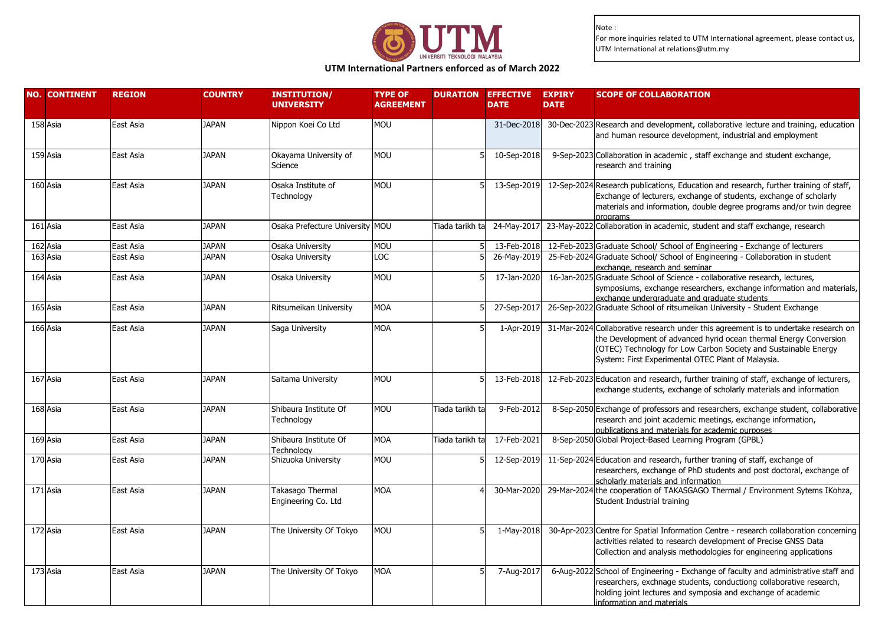# UTM International Partners enforced as of March 2022

Note :
For more inquiries related to UTM International agreement, please contact us, UTM International at relations@utm.my

| NO. | CONTINENT | REGION | COUNTRY | INSTITUTION/ UNIVERSITY | TYPE OF AGREEMENT | DURATION | EFFECTIVE DATE | EXPIRY DATE | SCOPE OF COLLABORATION |
|---|---|---|---|---|---|---|---|---|---|
| 158 | Asia | East Asia | JAPAN | Nippon Koei Co Ltd | MOU | | 31-Dec-2018 | 30-Dec-2023 | Research and development, collaborative lecture and training, education and human resource development, industrial and employment |
| 159 | Asia | East Asia | JAPAN | Okayama University of Science | MOU | 5 | 10-Sep-2018 | 9-Sep-2023 | Collaboration in academic , staff exchange and student exchange, research and training |
| 160 | Asia | East Asia | JAPAN | Osaka Institute of Technology | MOU | 5 | 13-Sep-2019 | 12-Sep-2024 | Research publications, Education and research, further training of staff, Exchange of lecturers, exchange of students, exchange of scholarly materials and information, double degree programs and/or twin degree programs |
| 161 | Asia | East Asia | JAPAN | Osaka Prefecture University | MOU | Tiada tarikh ta | 24-May-2017 | 23-May-2022 | Collaboration in academic, student and staff exchange, research |
| 162 | Asia | East Asia | JAPAN | Osaka University | MOU | 5 | 13-Feb-2018 | 12-Feb-2023 | Graduate School/ School of Engineering - Exchange of lecturers |
| 163 | Asia | East Asia | JAPAN | Osaka University | LOC | 5 | 26-May-2019 | 25-Feb-2024 | Graduate School/ School of Engineering - Collaboration in student exchange, research and seminar |
| 164 | Asia | East Asia | JAPAN | Osaka University | MOU | 5 | 17-Jan-2020 | 16-Jan-2025 | Graduate School of Science - collaborative research, lectures, symposiums, exchange researchers, exchange information and materials, exchange undergraduate and graduate students |
| 165 | Asia | East Asia | JAPAN | Ritsumeikan University | MOA | 5 | 27-Sep-2017 | 26-Sep-2022 | Graduate School of ritsumeikan University - Student Exchange |
| 166 | Asia | East Asia | JAPAN | Saga University | MOA | 5 | 1-Apr-2019 | 31-Mar-2024 | Collaborative research under this agreement is to undertake research on the Development of advanced hyrid ocean thermal Energy Conversion (OTEC) Technology for Low Carbon Society and Sustainable Energy System: First Experimental OTEC Plant of Malaysia. |
| 167 | Asia | East Asia | JAPAN | Saitama University | MOU | 5 | 13-Feb-2018 | 12-Feb-2023 | Education and research, further training of staff, exchange of lecturers, exchange students, exchange of scholarly materials and information |
| 168 | Asia | East Asia | JAPAN | Shibaura Institute Of Technology | MOU | Tiada tarikh ta | 9-Feb-2012 | 8-Sep-2050 | Exchange of professors and researchers, exchange student, collaborative research and joint academic meetings, exchange information, publications and materials for academic purposes |
| 169 | Asia | East Asia | JAPAN | Shibaura Institute Of Technology | MOA | Tiada tarikh ta | 17-Feb-2021 | 8-Sep-2050 | Global Project-Based Learning Program (GPBL) |
| 170 | Asia | East Asia | JAPAN | Shizuoka University | MOU | 5 | 12-Sep-2019 | 11-Sep-2024 | Education and research, further traning of staff, exchange of researchers, exchange of PhD students and post doctoral, exchange of scholarly materials and information |
| 171 | Asia | East Asia | JAPAN | Takasago Thermal Engineering Co. Ltd | MOA | 4 | 30-Mar-2020 | 29-Mar-2024 | the cooperation of TAKASGAGO Thermal / Environment Sytems IKohza, Student Industrial training |
| 172 | Asia | East Asia | JAPAN | The University Of Tokyo | MOU | 5 | 1-May-2018 | 30-Apr-2023 | Centre for Spatial Information Centre - research collaboration concerning activities related to research development of Precise GNSS Data Collection and analysis methodologies for engineering applications |
| 173 | Asia | East Asia | JAPAN | The University Of Tokyo | MOA | 5 | 7-Aug-2017 | 6-Aug-2022 | School of Engineering - Exchange of faculty and administrative staff and researchers, exchnage students, conductiong collaborative research, holding joint lectures and symposia and exchange of academic information and materials |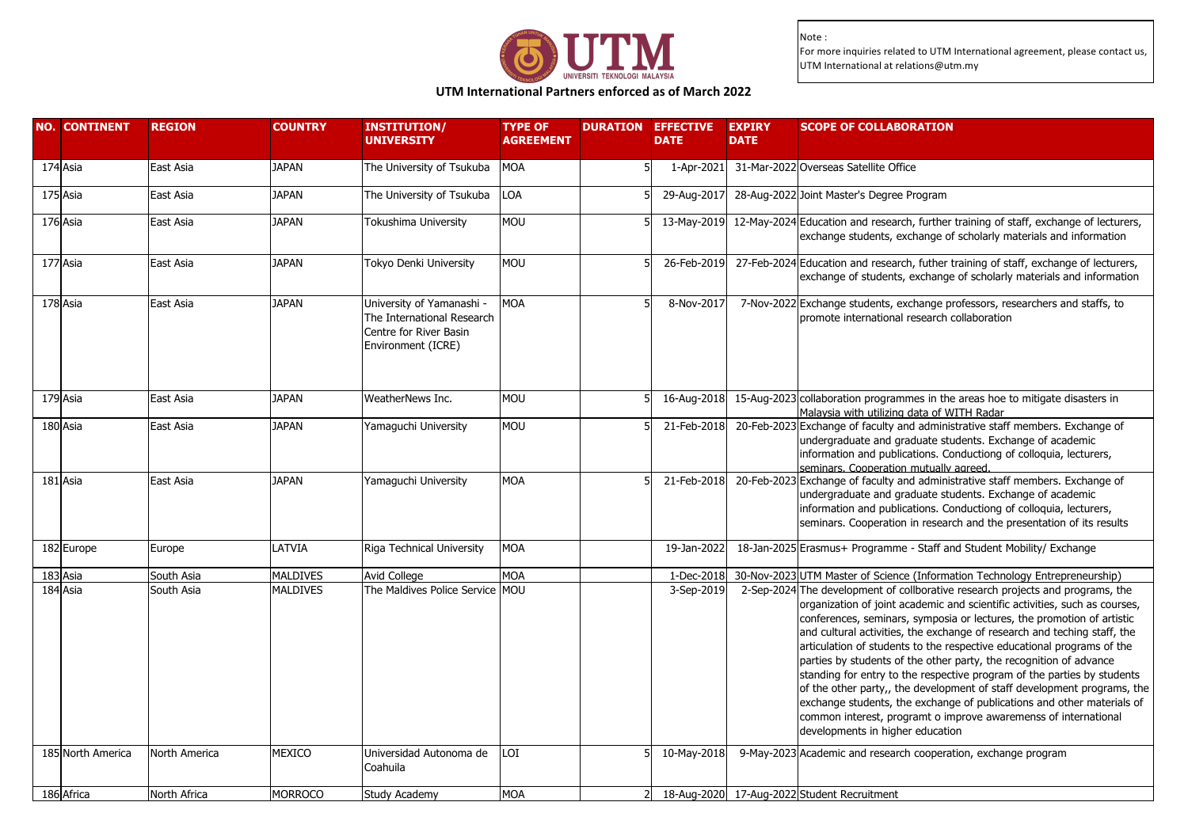UNIVERSITI TEKNOLOGI MALAYSIA

**UTM International Partners enforced as of March 2022**

Note :
For more inquiries related to UTM International agreement, please contact us, UTM International at relations@utm.my

| NO. | CONTINENT | REGION | COUNTRY | INSTITUTION/ UNIVERSITY | TYPE OF AGREEMENT | DURATION | EFFECTIVE DATE | EXPIRY DATE | SCOPE OF COLLABORATION |
|---|---|---|---|---|---|---|---|---|---|
| 174 | Asia | East Asia | JAPAN | The University of Tsukuba | MOA | 5 | 1-Apr-2021 | 31-Mar-2022 | Overseas Satellite Office |
| 175 | Asia | East Asia | JAPAN | The University of Tsukuba | LOA | 5 | 29-Aug-2017 | 28-Aug-2022 | Joint Master's Degree Program |
| 176 | Asia | East Asia | JAPAN | Tokushima University | MOU | 5 | 13-May-2019 | 12-May-2024 | Education and research, further training of staff, exchange of lecturers, exchange students, exchange of scholarly materials and information |
| 177 | Asia | East Asia | JAPAN | Tokyo Denki University | MOU | 5 | 26-Feb-2019 | 27-Feb-2024 | Education and research, futher training of staff, exchange of lecturers, exchange of students, exchange of scholarly materials and information |
| 178 | Asia | East Asia | JAPAN | University of Yamanashi - The International Research Centre for River Basin Environment (ICRE) | MOA | 5 | 8-Nov-2017 | 7-Nov-2022 | Exchange students, exchange professors, researchers and staffs, to promote international research collaboration |
| 179 | Asia | East Asia | JAPAN | WeatherNews Inc. | MOU | 5 | 16-Aug-2018 | 15-Aug-2023 | collaboration programmes in the areas hoe to mitigate disasters in Malaysia with utilizing data of WITH Radar |
| 180 | Asia | East Asia | JAPAN | Yamaguchi University | MOU | 5 | 21-Feb-2018 | 20-Feb-2023 | Exchange of faculty and administrative staff members. Exchange of undergraduate and graduate students. Exchange of academic information and publications. Conductiong of colloquia, lecturers, seminars. Cooperation mutually agreed. |
| 181 | Asia | East Asia | JAPAN | Yamaguchi University | MOA | 5 | 21-Feb-2018 | 20-Feb-2023 | Exchange of faculty and administrative staff members. Exchange of undergraduate and graduate students. Exchange of academic information and publications. Conductiong of colloquia, lecturers, seminars. Cooperation in research and the presentation of its results |
| 182 | Europe | Europe | LATVIA | Riga Technical University | MOA | | 19-Jan-2022 | 18-Jan-2025 | Erasmus+ Programme - Staff and Student Mobility/ Exchange |
| 183 | Asia | South Asia | MALDIVES | Avid College | MOA | | 1-Dec-2018 | 30-Nov-2023 | UTM Master of Science (Information Technology Entrepreneurship) |
| 184 | Asia | South Asia | MALDIVES | The Maldives Police Service | MOU | | 3-Sep-2019 | 2-Sep-2024 | The development of collborative research projects and programs, the organization of joint academic and scientific activities, such as courses, conferences, seminars, symposia or lectures, the promotion of artistic and cultural activities, the exchange of research and teching staff, the articulation of students to the respective educational programs of the parties by students of the other party, the recognition of advance standing for entry to the respective program of the parties by students of the other party,, the development of staff development programs, the exchange students, the exchange of publications and other materials of common interest, programt o improve awaremenss of international developments in higher education |
| 185 | North America | North America | MEXICO | Universidad Autonoma de Coahuila | LOI | 5 | 10-May-2018 | 9-May-2023 | Academic and research cooperation, exchange program |
| 186 | Africa | North Africa | MORROCO | Study Academy | MOA | 2 | 18-Aug-2020 | 17-Aug-2022 | Student Recruitment |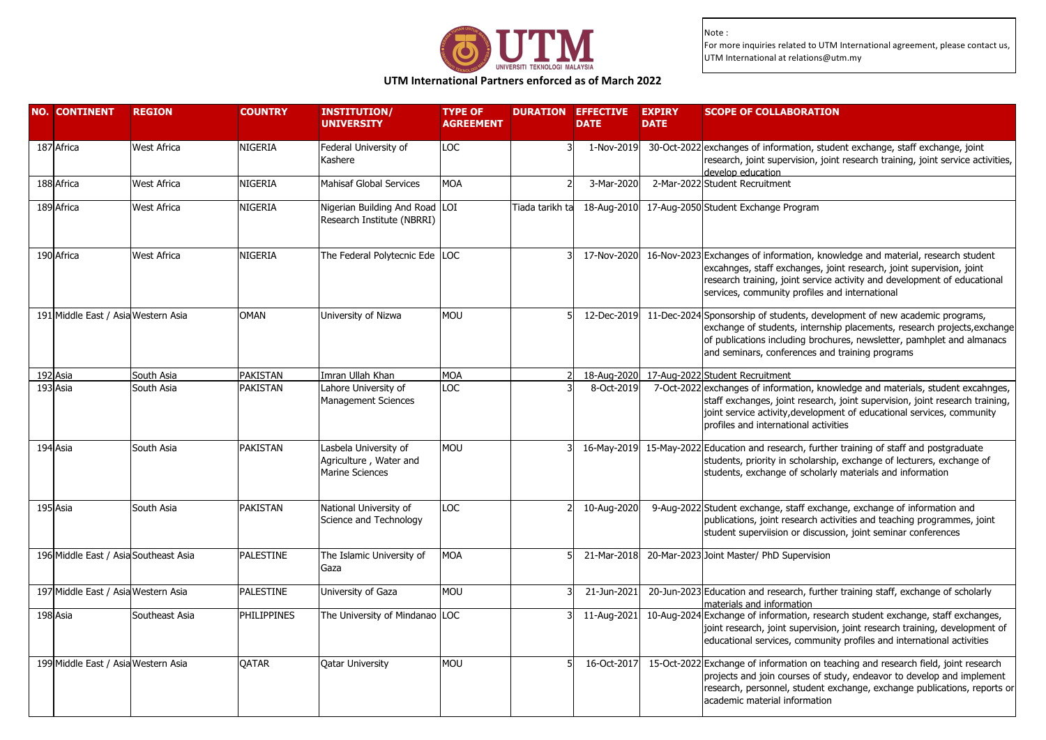Note :
For more inquiries related to UTM International agreement, please contact us, UTM International at relations@utm.my

## UTM International Partners enforced as of March 2022

| NO. | CONTINENT | REGION | COUNTRY | INSTITUTION/ UNIVERSITY | TYPE OF AGREEMENT | DURATION | EFFECTIVE DATE | EXPIRY DATE | SCOPE OF COLLABORATION |
|---|---|---|---|---|---|---|---|---|---|
| 187 | Africa | West Africa | NIGERIA | Federal University of Kashere | LOC | 3 | 1-Nov-2019 | 30-Oct-2022 | exchanges of information, student exchange, staff exchange, joint research, joint supervision, joint research training, joint service activities, develop education |
| 188 | Africa | West Africa | NIGERIA | Mahisaf Global Services | MOA | 2 | 3-Mar-2020 | 2-Mar-2022 | Student Recruitment |
| 189 | Africa | West Africa | NIGERIA | Nigerian Building And Road Research Institute (NBRRI) | LOI | Tiada tarikh ta | 18-Aug-2010 | 17-Aug-2050 | Student Exchange Program |
| 190 | Africa | West Africa | NIGERIA | The Federal Polytecnic Ede | LOC | 3 | 17-Nov-2020 | 16-Nov-2023 | Exchanges of information, knowledge and material, research student excahnges, staff exchanges, joint research, joint supervision, joint research training, joint service activity and development of educational services, community profiles and international |
| 191 | Middle East / Asia | Western Asia | OMAN | University of Nizwa | MOU | 5 | 12-Dec-2019 | 11-Dec-2024 | Sponsorship of students, development of new academic programs, exchange of students, internship placements, research projects,exchange of publications including brochures, newsletter, pamhplet and almanacs and seminars, conferences and training programs |
| 192 | Asia | South Asia | PAKISTAN | Imran Ullah Khan | MOA | 2 | 18-Aug-2020 | 17-Aug-2022 | Student Recruitment |
| 193 | Asia | South Asia | PAKISTAN | Lahore University of Management Sciences | LOC | 3 | 8-Oct-2019 | 7-Oct-2022 | exchanges of information, knowledge and materials, student excahnges, staff exchanges, joint research, joint supervision, joint research training, joint service activity,development of educational services, community profiles and international activities |
| 194 | Asia | South Asia | PAKISTAN | Lasbela University of Agriculture , Water and Marine Sciences | MOU | 3 | 16-May-2019 | 15-May-2022 | Education and research, further training of staff and postgraduate students, priority in scholarship, exchange of lecturers, exchange of students, exchange of scholarly materials and information |
| 195 | Asia | South Asia | PAKISTAN | National University of Science and Technology | LOC | 2 | 10-Aug-2020 | 9-Aug-2022 | Student exchange, staff exchange, exchange of information and publications, joint research activities and teaching programmes, joint student superviision or discussion, joint seminar conferences |
| 196 | Middle East / Asia | Southeast Asia | PALESTINE | The Islamic University of Gaza | MOA | 5 | 21-Mar-2018 | 20-Mar-2023 | Joint Master/ PhD Supervision |
| 197 | Middle East / Asia | Western Asia | PALESTINE | University of Gaza | MOU | 3 | 21-Jun-2021 | 20-Jun-2023 | Education and research, further training staff, exchange of scholarly materials and information |
| 198 | Asia | Southeast Asia | PHILIPPINES | The University of Mindanao | LOC | 3 | 11-Aug-2021 | 10-Aug-2024 | Exchange of information, research student exchange, staff exchanges, joint research, joint supervision, joint research training, development of educational services, community profiles and international activities |
| 199 | Middle East / Asia | Western Asia | QATAR | Qatar University | MOU | 5 | 16-Oct-2017 | 15-Oct-2022 | Exchange of information on teaching and research field, joint research projects and join courses of study, endeavor to develop and implement research, personnel, student exchange, exchange publications, reports or academic material information |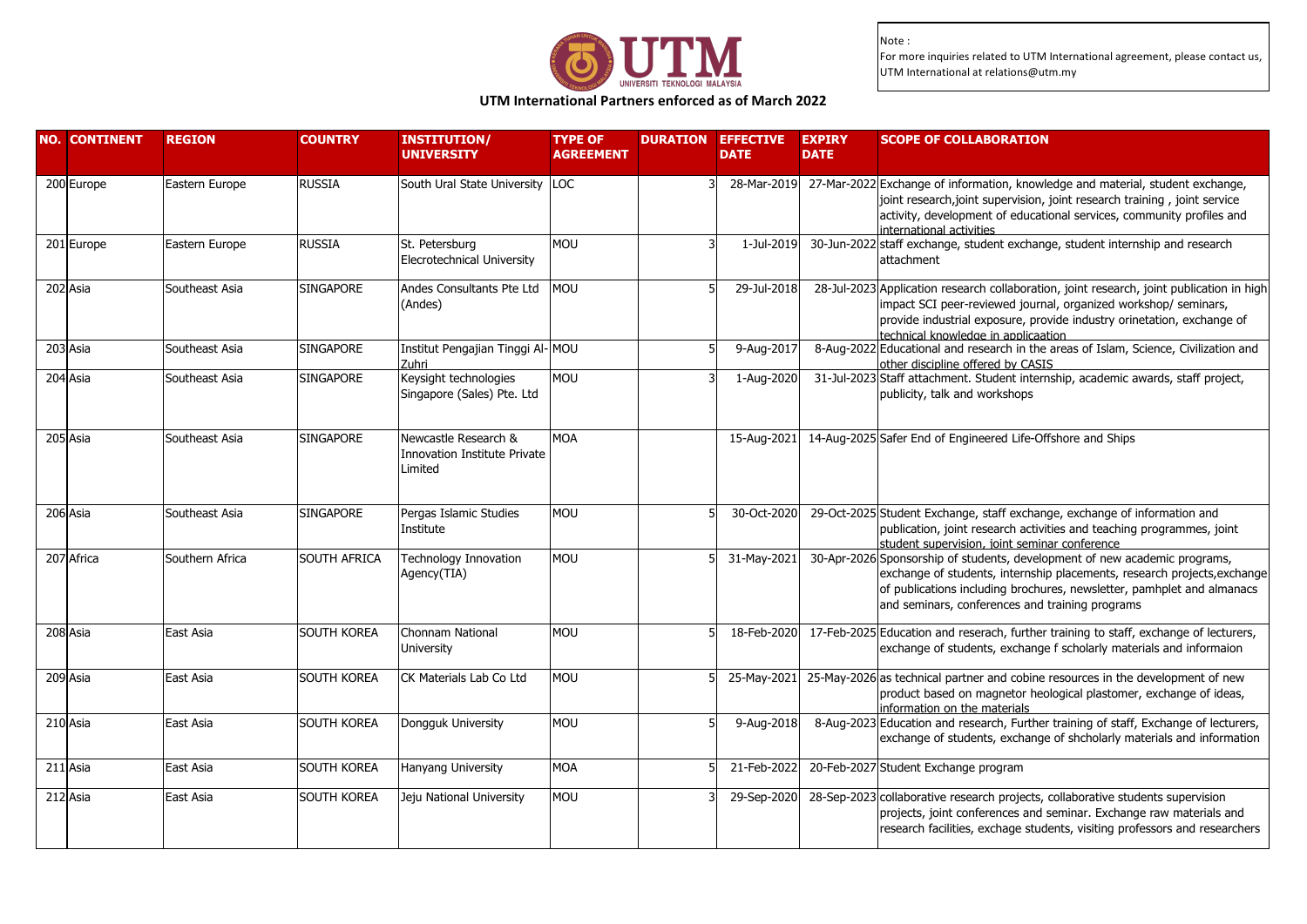Note :
For more inquiries related to UTM International agreement, please contact us, UTM International at relations@utm.my

## UTM International Partners enforced as of March 2022

| NO. | CONTINENT | REGION | COUNTRY | INSTITUTION/ UNIVERSITY | TYPE OF AGREEMENT | DURATION | EFFECTIVE DATE | EXPIRY DATE | SCOPE OF COLLABORATION |
|---|---|---|---|---|---|---|---|---|---|
| 200 | Europe | Eastern Europe | RUSSIA | South Ural State University | LOC | 3 | 28-Mar-2019 | 27-Mar-2022 | Exchange of information, knowledge and material, student exchange, joint research,joint supervision, joint research training , joint service activity, development of educational services, community profiles and international activities |
| 201 | Europe | Eastern Europe | RUSSIA | St. Petersburg Elecrotechnical University | MOU | 3 | 1-Jul-2019 | 30-Jun-2022 | staff exchange, student exchange, student internship and research attachment |
| 202 | Asia | Southeast Asia | SINGAPORE | Andes Consultants Pte Ltd (Andes) | MOU | 5 | 29-Jul-2018 | 28-Jul-2023 | Application research collaboration, joint research, joint publication in high impact SCI peer-reviewed journal, organized workshop/ seminars, provide industrial exposure, provide industry orinetation, exchange of technical knowledge in applicaation |
| 203 | Asia | Southeast Asia | SINGAPORE | Institut Pengajian Tinggi Al-Zuhri | MOU | 5 | 9-Aug-2017 | 8-Aug-2022 | Educational and research in the areas of Islam, Science, Civilization and other discipline offered by CASIS |
| 204 | Asia | Southeast Asia | SINGAPORE | Keysight technologies Singapore (Sales) Pte. Ltd | MOU | 3 | 1-Aug-2020 | 31-Jul-2023 | Staff attachment. Student internship, academic awards, staff project, publicity, talk and workshops |
| 205 | Asia | Southeast Asia | SINGAPORE | Newcastle Research & Innovation Institute Private Limited | MOA | | 15-Aug-2021 | 14-Aug-2025 | Safer End of Engineered Life-Offshore and Ships |
| 206 | Asia | Southeast Asia | SINGAPORE | Pergas Islamic Studies Institute | MOU | 5 | 30-Oct-2020 | 29-Oct-2025 | Student Exchange, staff exchange, exchange of information and publication, joint research activities and teaching programmes, joint student supervision, joint seminar conference |
| 207 | Africa | Southern Africa | SOUTH AFRICA | Technology Innovation Agency(TIA) | MOU | 5 | 31-May-2021 | 30-Apr-2026 | Sponsorship of students, development of new academic programs, exchange of students, internship placements, research projects,exchange of publications including brochures, newsletter, pamhplet and almanacs and seminars, conferences and training programs |
| 208 | Asia | East Asia | SOUTH KOREA | Chonnam National University | MOU | 5 | 18-Feb-2020 | 17-Feb-2025 | Education and reserach, further training to staff, exchange of lecturers, exchange of students, exchange f scholarly materials and informaion |
| 209 | Asia | East Asia | SOUTH KOREA | CK Materials Lab Co Ltd | MOU | 5 | 25-May-2021 | 25-May-2026 | as technical partner and cobine resources in the development of new product based on magnetor heological plastomer, exchange of ideas, information on the materials |
| 210 | Asia | East Asia | SOUTH KOREA | Dongguk University | MOU | 5 | 9-Aug-2018 | 8-Aug-2023 | Education and research, Further training of staff, Exchange of lecturers, exchange of students, exchange of shcholarly materials and information |
| 211 | Asia | East Asia | SOUTH KOREA | Hanyang University | MOA | 5 | 21-Feb-2022 | 20-Feb-2027 | Student Exchange program |
| 212 | Asia | East Asia | SOUTH KOREA | Jeju National University | MOU | 3 | 29-Sep-2020 | 28-Sep-2023 | collaborative research projects, collaborative students supervision projects, joint conferences and seminar. Exchange raw materials and research facilities, exchage students, visiting professors and researchers |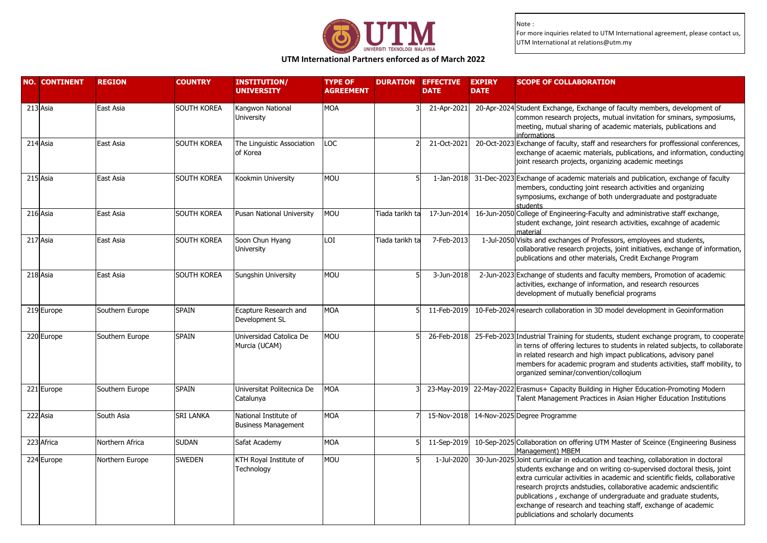Note :
For more inquiries related to UTM International agreement, please contact us, UTM International at relations@utm.my

## UTM International Partners enforced as of March 2022

| NO. | CONTINENT | REGION | COUNTRY | INSTITUTION/ UNIVERSITY | TYPE OF AGREEMENT | DURATION | EFFECTIVE DATE | EXPIRY DATE | SCOPE OF COLLABORATION |
|---|---|---|---|---|---|---|---|---|---|
| 213 | Asia | East Asia | SOUTH KOREA | Kangwon National University | MOA | 3 | 21-Apr-2021 | 20-Apr-2024 | Student Exchange, Exchange of faculty members, development of common research projects, mutual invitation for sminars, symposiums, meeting, mutual sharing of academic materials, publications and informations |
| 214 | Asia | East Asia | SOUTH KOREA | The Linguistic Association of Korea | LOC | 2 | 21-Oct-2021 | 20-Oct-2023 | Exchange of faculty, staff and researchers for proffessional conferences, exchange of acaemic materials, publications, and information, conducting joint research projects, organizing academic meetings |
| 215 | Asia | East Asia | SOUTH KOREA | Kookmin University | MOU | 5 | 1-Jan-2018 | 31-Dec-2023 | Exchange of academic materials and publication, exchange of faculty members, conducting joint research activities and organizing symposiums, exchange of both undergraduate and postgraduate students |
| 216 | Asia | East Asia | SOUTH KOREA | Pusan National University | MOU | Tiada tarikh ta | 17-Jun-2014 | 16-Jun-2050 | College of Engineering-Faculty and administrative staff exchange, student exchange, joint research activities, excahnge of academic material |
| 217 | Asia | East Asia | SOUTH KOREA | Soon Chun Hyang University | LOI | Tiada tarikh ta | 7-Feb-2013 | 1-Jul-2050 | Visits and exchanges of Professors, employees and students, collaborative research projects, joint initiatives, exchange of information, publications and other materials, Credit Exchange Program |
| 218 | Asia | East Asia | SOUTH KOREA | Sungshin University | MOU | 5 | 3-Jun-2018 | 2-Jun-2023 | Exchange of students and faculty members, Promotion of academic activities, exchange of information, and research resources development of mutually beneficial programs |
| 219 | Europe | Southern Europe | SPAIN | Ecapture Research and Development SL | MOA | 5 | 11-Feb-2019 | 10-Feb-2024 | research collaboration in 3D model development in Geoinformation |
| 220 | Europe | Southern Europe | SPAIN | Universidad Catolica De Murcia (UCAM) | MOU | 5 | 26-Feb-2018 | 25-Feb-2023 | Industrial Training for students, student exchange program, to cooperate in terns of offering lectures to students in related subjects, to collaborate in related research and high impact publications, advisory panel members for academic program and students activities, staff mobility, to organized seminar/convention/colloqium |
| 221 | Europe | Southern Europe | SPAIN | Universitat Politecnica De Catalunya | MOA | 3 | 23-May-2019 | 22-May-2022 | Erasmus+ Capacity Building in Higher Education-Promoting Modern Talent Management Practices in Asian Higher Education Institutions |
| 222 | Asia | South Asia | SRI LANKA | National Institute of Business Management | MOA | 7 | 15-Nov-2018 | 14-Nov-2025 | Degree Programme |
| 223 | Africa | Northern Africa | SUDAN | Safat Academy | MOA | 5 | 11-Sep-2019 | 10-Sep-2025 | Collaboration on offering UTM Master of Sceince (Engineering Business Management) MBEM |
| 224 | Europe | Northern Europe | SWEDEN | KTH Royal Institute of Technology | MOU | 5 | 1-Jul-2020 | 30-Jun-2025 | Joint curricular in education and teaching, collaboration in doctoral students exchange and on writing co-supervised doctoral thesis, joint extra curricular activities in academic and scientific fields, collaborative research projrcts andstudies, collaborative academic andscientific publications , exchange of undergraduate and graduate students, exchange of research and teaching staff, exchange of academic publiciations and scholarly documents |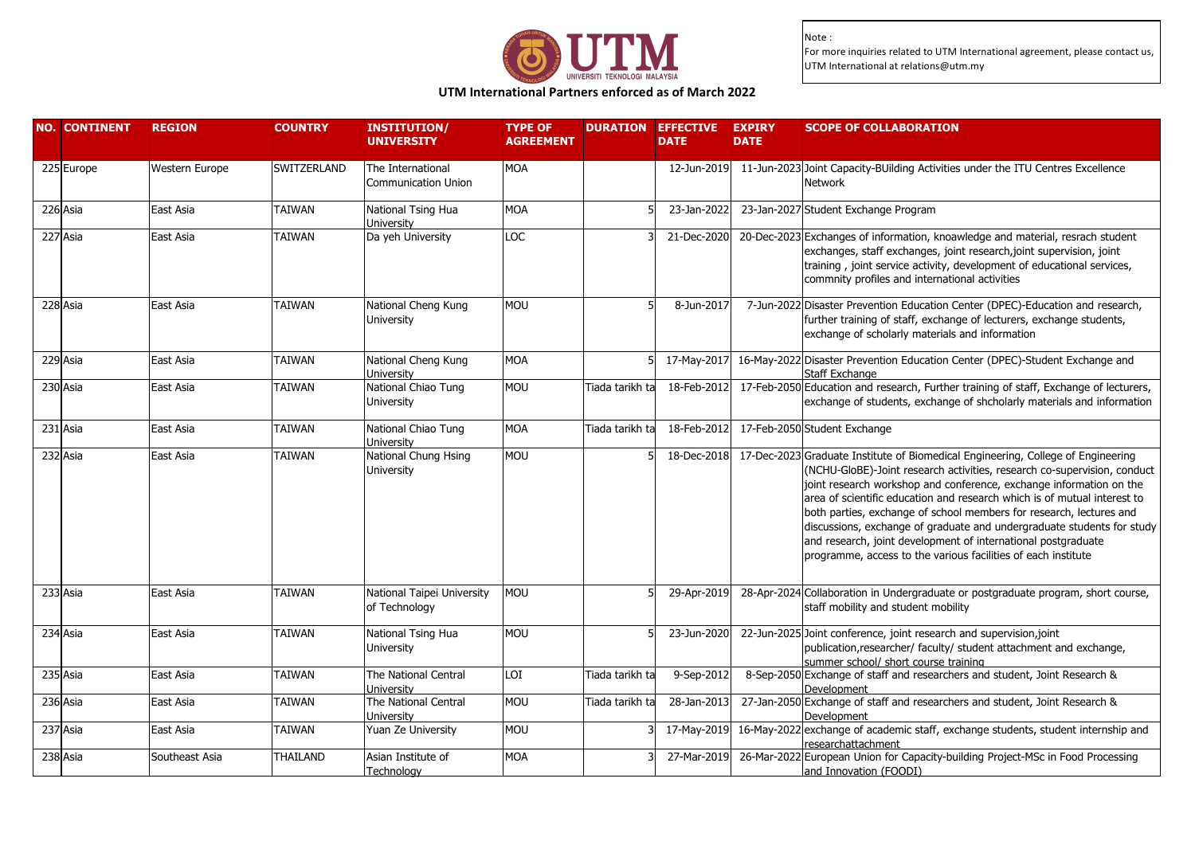Note :
For more inquiries related to UTM International agreement, please contact us, UTM International at relations@utm.my

UNIVERSITI TEKNOLOGI MALAYSIA

## UTM International Partners enforced as of March 2022

| NO. | CONTINENT | REGION | COUNTRY | INSTITUTION/ UNIVERSITY | TYPE OF AGREEMENT | DURATION | EFFECTIVE DATE | EXPIRY DATE | SCOPE OF COLLABORATION |
|---|---|---|---|---|---|---|---|---|---|
| 225 | Europe | Western Europe | SWITZERLAND | The International Communication Union | MOA | | 12-Jun-2019 | 11-Jun-2023 | Joint Capacity-BUilding Activities under the ITU Centres Excellence Network |
| 226 | Asia | East Asia | TAIWAN | National Tsing Hua University | MOA | 5 | 23-Jan-2022 | 23-Jan-2027 | Student Exchange Program |
| 227 | Asia | East Asia | TAIWAN | Da yeh University | LOC | 3 | 21-Dec-2020 | 20-Dec-2023 | Exchanges of information, knoawledge and material, resrach student exchanges, staff exchanges, joint research,joint supervision, joint training , joint service activity, development of educational services, commnity profiles and international activities |
| 228 | Asia | East Asia | TAIWAN | National Cheng Kung University | MOU | 5 | 8-Jun-2017 | 7-Jun-2022 | Disaster Prevention Education Center (DPEC)-Education and research, further training of staff, exchange of lecturers, exchange students, exchange of scholarly materials and information |
| 229 | Asia | East Asia | TAIWAN | National Cheng Kung University | MOA | 5 | 17-May-2017 | 16-May-2022 | Disaster Prevention Education Center (DPEC)-Student Exchange and Staff Exchange |
| 230 | Asia | East Asia | TAIWAN | National Chiao Tung University | MOU | Tiada tarikh ta | 18-Feb-2012 | 17-Feb-2050 | Education and research, Further training of staff, Exchange of lecturers, exchange of students, exchange of shcholarly materials and information |
| 231 | Asia | East Asia | TAIWAN | National Chiao Tung University | MOA | Tiada tarikh ta | 18-Feb-2012 | 17-Feb-2050 | Student Exchange |
| 232 | Asia | East Asia | TAIWAN | National Chung Hsing University | MOU | 5 | 18-Dec-2018 | 17-Dec-2023 | Graduate Institute of Biomedical Engineering, College of Engineering (NCHU-GloBE)-Joint research activities, research co-supervision, conduct joint research workshop and conference, exchange information on the area of scientific education and research which is of mutual interest to both parties, exchange of school members for research, lectures and discussions, exchange of graduate and undergraduate students for study and research, joint development of international postgraduate programme, access to the various facilities of each institute |
| 233 | Asia | East Asia | TAIWAN | National Taipei University of Technology | MOU | 5 | 29-Apr-2019 | 28-Apr-2024 | Collaboration in Undergraduate or postgraduate program, short course, staff mobility and student mobility |
| 234 | Asia | East Asia | TAIWAN | National Tsing Hua University | MOU | 5 | 23-Jun-2020 | 22-Jun-2025 | Joint conference, joint research and supervision,joint publication,researcher/ faculty/ student attachment and exchange, summer school/ short course training |
| 235 | Asia | East Asia | TAIWAN | The National Central University | LOI | Tiada tarikh ta | 9-Sep-2012 | 8-Sep-2050 | Exchange of staff and researchers and student, Joint Research & Development |
| 236 | Asia | East Asia | TAIWAN | The National Central University | MOU | Tiada tarikh ta | 28-Jan-2013 | 27-Jan-2050 | Exchange of staff and researchers and student, Joint Research & Development |
| 237 | Asia | East Asia | TAIWAN | Yuan Ze University | MOU | 3 | 17-May-2019 | 16-May-2022 | exchange of academic staff, exchange students, student internship and researchattachment |
| 238 | Asia | Southeast Asia | THAILAND | Asian Institute of Technology | MOA | 3 | 27-Mar-2019 | 26-Mar-2022 | European Union for Capacity-building Project-MSc in Food Processing and Innovation (FOODI) |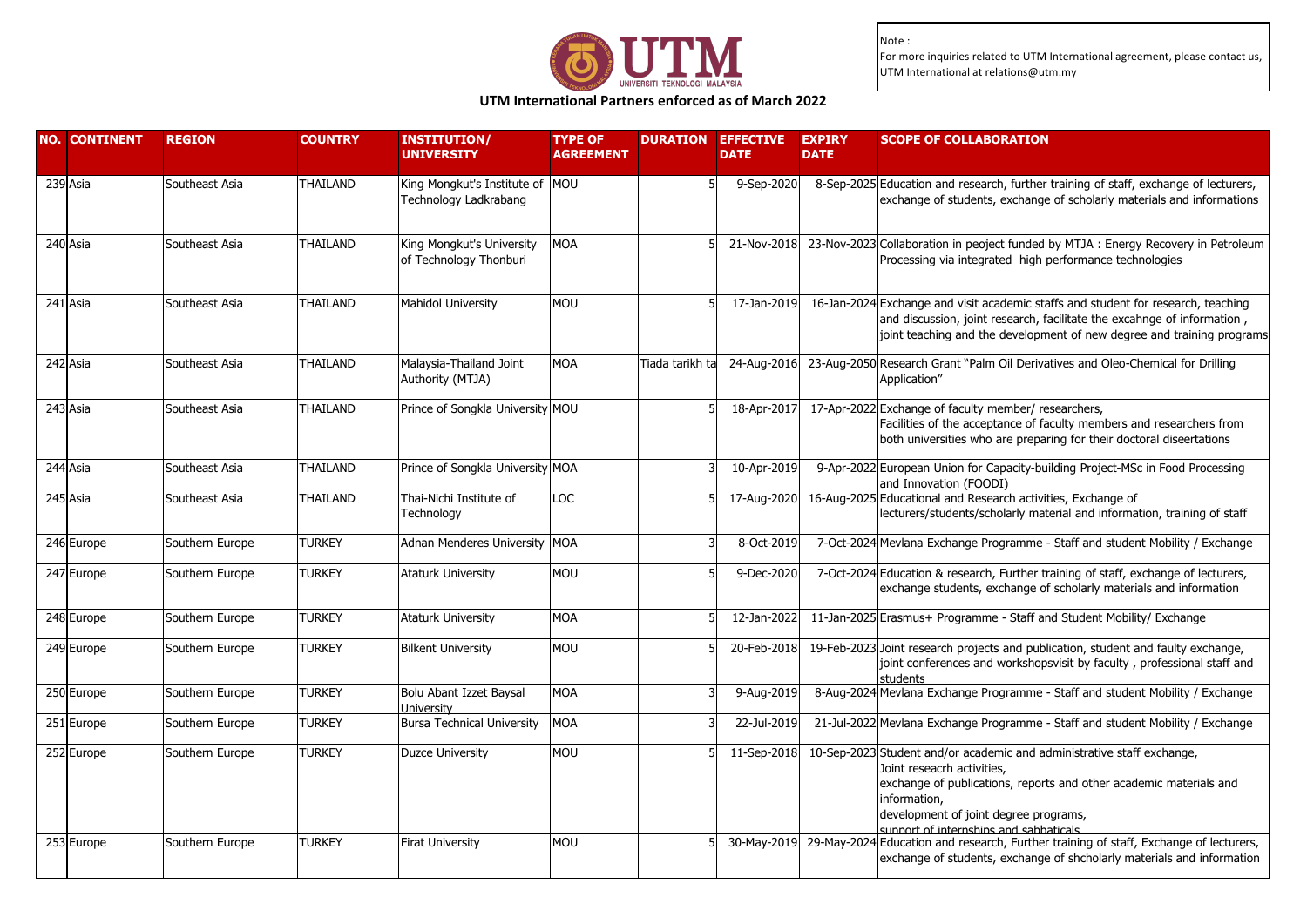Note :
For more inquiries related to UTM International agreement, please contact us, UTM International at relations@utm.my

## UTM International Partners enforced as of March 2022

| NO. | CONTINENT | REGION | COUNTRY | INSTITUTION/ UNIVERSITY | TYPE OF AGREEMENT | DURATION | EFFECTIVE DATE | EXPIRY DATE | SCOPE OF COLLABORATION |
|---|---|---|---|---|---|---|---|---|---|
| 239 | Asia | Southeast Asia | THAILAND | King Mongkut's Institute of Technology Ladkrabang | MOU | 5 | 9-Sep-2020 | 8-Sep-2025 | Education and research, further training of staff, exchange of lecturers, exchange of students, exchange of scholarly materials and informations |
| 240 | Asia | Southeast Asia | THAILAND | King Mongkut's University of Technology Thonburi | MOA | 5 | 21-Nov-2018 | 23-Nov-2023 | Collaboration in peoject funded by MTJA : Energy Recovery in Petroleum Processing via integrated high performance technologies |
| 241 | Asia | Southeast Asia | THAILAND | Mahidol University | MOU | 5 | 17-Jan-2019 | 16-Jan-2024 | Exchange and visit academic staffs and student for research, teaching and discussion, joint research, facilitate the excahnge of information , joint teaching and the development of new degree and training programs |
| 242 | Asia | Southeast Asia | THAILAND | Malaysia-Thailand Joint Authority (MTJA) | MOA | Tiada tarikh ta | 24-Aug-2016 | 23-Aug-2050 | Research Grant "Palm Oil Derivatives and Oleo-Chemical for Drilling Application" |
| 243 | Asia | Southeast Asia | THAILAND | Prince of Songkla University | MOU | 5 | 18-Apr-2017 | 17-Apr-2022 | Exchange of faculty member/ researchers, Facilities of the acceptance of faculty members and researchers from both universities who are preparing for their doctoral diseertations |
| 244 | Asia | Southeast Asia | THAILAND | Prince of Songkla University | MOA | 3 | 10-Apr-2019 | 9-Apr-2022 | European Union for Capacity-building Project-MSc in Food Processing and Innovation (FOODI) |
| 245 | Asia | Southeast Asia | THAILAND | Thai-Nichi Institute of Technology | LOC | 5 | 17-Aug-2020 | 16-Aug-2025 | Educational and Research activities, Exchange of lecturers/students/scholarly material and information, training of staff |
| 246 | Europe | Southern Europe | TURKEY | Adnan Menderes University | MOA | 3 | 8-Oct-2019 | 7-Oct-2024 | Mevlana Exchange Programme - Staff and student Mobility / Exchange |
| 247 | Europe | Southern Europe | TURKEY | Ataturk University | MOU | 5 | 9-Dec-2020 | 7-Oct-2024 | Education & research, Further training of staff, exchange of lecturers, exchange students, exchange of scholarly materials and information |
| 248 | Europe | Southern Europe | TURKEY | Ataturk University | MOA | 5 | 12-Jan-2022 | 11-Jan-2025 | Erasmus+ Programme - Staff and Student Mobility/ Exchange |
| 249 | Europe | Southern Europe | TURKEY | Bilkent University | MOU | 5 | 20-Feb-2018 | 19-Feb-2023 | Joint research projects and publication, student and faulty exchange, joint conferences and workshopsvisit by faculty , professional staff and students |
| 250 | Europe | Southern Europe | TURKEY | Bolu Abant Izzet Baysal University | MOA | 3 | 9-Aug-2019 | 8-Aug-2024 | Mevlana Exchange Programme - Staff and student Mobility / Exchange |
| 251 | Europe | Southern Europe | TURKEY | Bursa Technical University | MOA | 3 | 22-Jul-2019 | 21-Jul-2022 | Mevlana Exchange Programme - Staff and student Mobility / Exchange |
| 252 | Europe | Southern Europe | TURKEY | Duzce University | MOU | 5 | 11-Sep-2018 | 10-Sep-2023 | Student and/or academic and administrative staff exchange, Joint reseacrh activities, exchange of publications, reports and other academic materials and information, development of joint degree programs, support of internships and sabbaticals |
| 253 | Europe | Southern Europe | TURKEY | Firat University | MOU | 5 | 30-May-2019 | 29-May-2024 | Education and research, Further training of staff, Exchange of lecturers, exchange of students, exchange of shcholarly materials and information |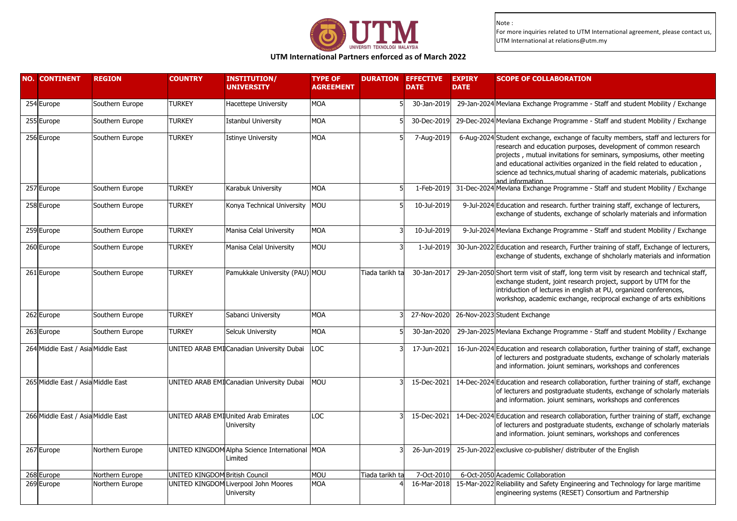Note :
For more inquiries related to UTM International agreement, please contact us, UTM International at relations@utm.my

## UTM International Partners enforced as of March 2022

| NO. | CONTINENT | REGION | COUNTRY | INSTITUTION/ UNIVERSITY | TYPE OF AGREEMENT | DURATION | EFFECTIVE DATE | EXPIRY DATE | SCOPE OF COLLABORATION |
|---|---|---|---|---|---|---|---|---|---|
| 254 | Europe | Southern Europe | TURKEY | Hacettepe University | MOA | 5 | 30-Jan-2019 | 29-Jan-2024 | Mevlana Exchange Programme - Staff and student Mobility / Exchange |
| 255 | Europe | Southern Europe | TURKEY | Istanbul University | MOA | 5 | 30-Dec-2019 | 29-Dec-2024 | Mevlana Exchange Programme - Staff and student Mobility / Exchange |
| 256 | Europe | Southern Europe | TURKEY | Istinye University | MOA | 5 | 7-Aug-2019 | 6-Aug-2024 | Student exchange, exchange of faculty members, staff and lecturers for research and education purposes, development of common research projects , mutual invitations for seminars, symposiums, other meeting and educational activities organized in the field related to education , science ad technics,mutual sharing of academic materials, publications and information |
| 257 | Europe | Southern Europe | TURKEY | Karabuk University | MOA | 5 | 1-Feb-2019 | 31-Dec-2024 | Mevlana Exchange Programme - Staff and student Mobility / Exchange |
| 258 | Europe | Southern Europe | TURKEY | Konya Technical University | MOU | 5 | 10-Jul-2019 | 9-Jul-2024 | Education and research. further training staff, exchange of lecturers, exchange of students, exchange of scholarly materials and information |
| 259 | Europe | Southern Europe | TURKEY | Manisa Celal University | MOA | 3 | 10-Jul-2019 | 9-Jul-2024 | Mevlana Exchange Programme - Staff and student Mobility / Exchange |
| 260 | Europe | Southern Europe | TURKEY | Manisa Celal University | MOU | 3 | 1-Jul-2019 | 30-Jun-2022 | Education and research, Further training of staff, Exchange of lecturers, exchange of students, exchange of shcholarly materials and information |
| 261 | Europe | Southern Europe | TURKEY | Pamukkale University (PAU) | MOU | Tiada tarikh ta | 30-Jan-2017 | 29-Jan-2050 | Short term visit of staff, long term visit by research and technical staff, exchange student, joint research project, support by UTM for the intriduction of lectures in english at PU, organized conferences, workshop, academic exchange, reciprocal exchange of arts exhibitions |
| 262 | Europe | Southern Europe | TURKEY | Sabanci University | MOA | 3 | 27-Nov-2020 | 26-Nov-2023 | Student Exchange |
| 263 | Europe | Southern Europe | TURKEY | Selcuk University | MOA | 5 | 30-Jan-2020 | 29-Jan-2025 | Mevlana Exchange Programme - Staff and student Mobility / Exchange |
| 264 | Middle East / Asia | Middle East | UNITED ARAB EMI | Canadian University Dubai | LOC | 3 | 17-Jun-2021 | 16-Jun-2024 | Education and research collaboration, further training of staff, exchange of lecturers and postgraduate students, exchange of scholarly materials and information. joiunt seminars, workshops and conferences |
| 265 | Middle East / Asia | Middle East | UNITED ARAB EMI | Canadian University Dubai | MOU | 3 | 15-Dec-2021 | 14-Dec-2024 | Education and research collaboration, further training of staff, exchange of lecturers and postgraduate students, exchange of scholarly materials and information. joiunt seminars, workshops and conferences |
| 266 | Middle East / Asia | Middle East | UNITED ARAB EMI | United Arab Emirates University | LOC | 3 | 15-Dec-2021 | 14-Dec-2024 | Education and research collaboration, further training of staff, exchange of lecturers and postgraduate students, exchange of scholarly materials and information. joiunt seminars, workshops and conferences |
| 267 | Europe | Northern Europe | UNITED KINGDOM | Alpha Science International Limited | MOA | 3 | 26-Jun-2019 | 25-Jun-2022 | exclusive co-publisher/ distributer of the English |
| 268 | Europe | Northern Europe | UNITED KINGDOM | British Council | MOU | Tiada tarikh ta | 7-Oct-2010 | 6-Oct-2050 | Academic Collaboration |
| 269 | Europe | Northern Europe | UNITED KINGDOM | Liverpool John Moores University | MOA | 4 | 16-Mar-2018 | 15-Mar-2022 | Reliability and Safety Engineering and Technology for large maritime engineering systems (RESET) Consortium and Partnership |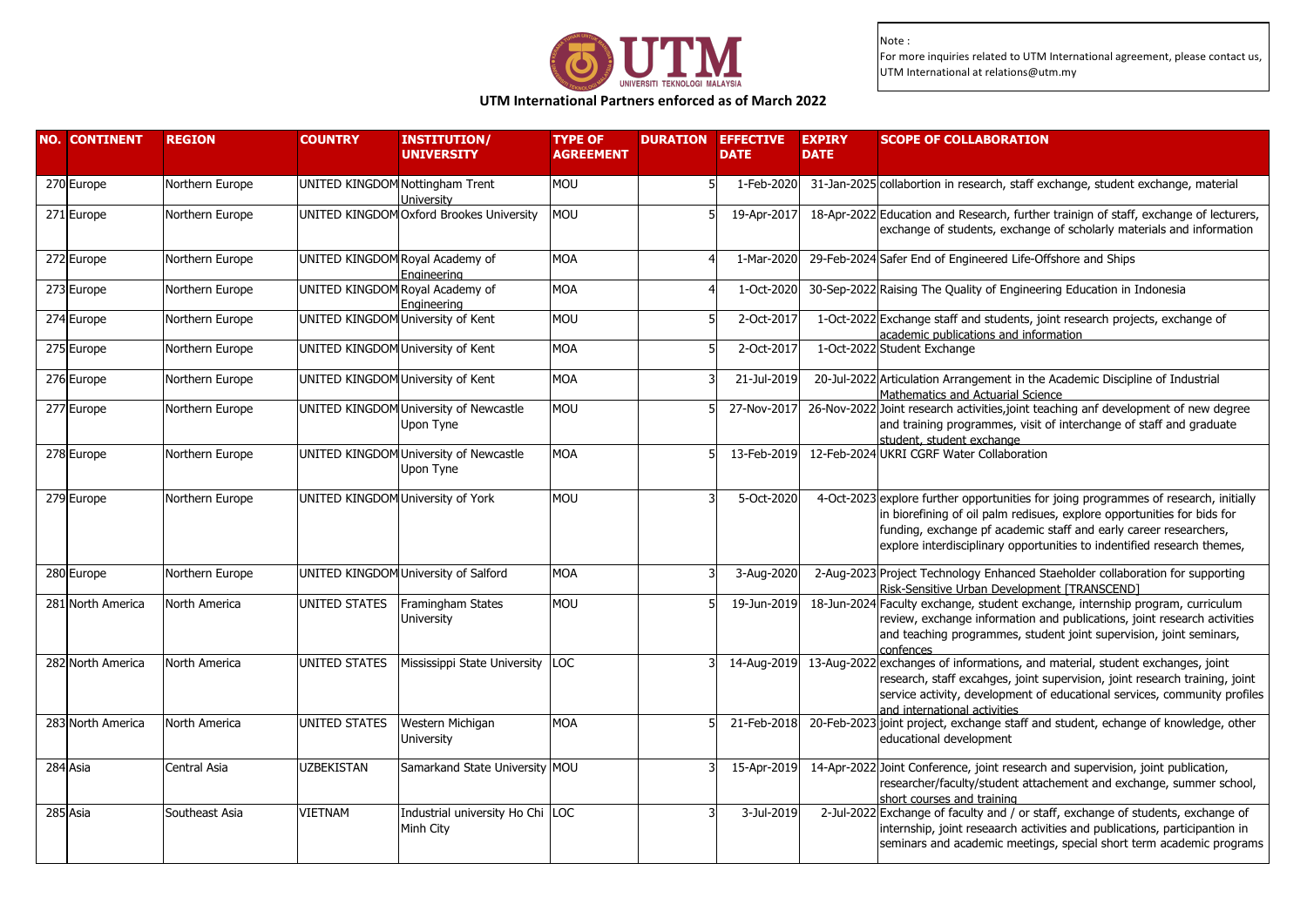Note :
For more inquiries related to UTM International agreement, please contact us, UTM International at relations@utm.my

## UTM International Partners enforced as of March 2022

| NO. | CONTINENT | REGION | COUNTRY | INSTITUTION/ UNIVERSITY | TYPE OF AGREEMENT | DURATION | EFFECTIVE DATE | EXPIRY DATE | SCOPE OF COLLABORATION |
|---|---|---|---|---|---|---|---|---|---|
| 270 | Europe | Northern Europe | UNITED KINGDOM | Nottingham Trent University | MOU | 5 | 1-Feb-2020 | 31-Jan-2025 | collabortion in research, staff exchange, student exchange, material |
| 271 | Europe | Northern Europe | UNITED KINGDOM | Oxford Brookes University | MOU | 5 | 19-Apr-2017 | 18-Apr-2022 | Education and Research, further trainign of staff, exchange of lecturers, exchange of students, exchange of scholarly materials and information |
| 272 | Europe | Northern Europe | UNITED KINGDOM | Royal Academy of Engineering | MOA | 4 | 1-Mar-2020 | 29-Feb-2024 | Safer End of Engineered Life-Offshore and Ships |
| 273 | Europe | Northern Europe | UNITED KINGDOM | Royal Academy of Engineering | MOA | 4 | 1-Oct-2020 | 30-Sep-2022 | Raising The Quality of Engineering Education in Indonesia |
| 274 | Europe | Northern Europe | UNITED KINGDOM | University of Kent | MOU | 5 | 2-Oct-2017 | 1-Oct-2022 | Exchange staff and students, joint research projects, exchange of academic publications and information |
| 275 | Europe | Northern Europe | UNITED KINGDOM | University of Kent | MOA | 5 | 2-Oct-2017 | 1-Oct-2022 | Student Exchange |
| 276 | Europe | Northern Europe | UNITED KINGDOM | University of Kent | MOA | 3 | 21-Jul-2019 | 20-Jul-2022 | Articulation Arrangement in the Academic Discipline of Industrial Mathematics and Actuarial Science |
| 277 | Europe | Northern Europe | UNITED KINGDOM | University of Newcastle Upon Tyne | MOU | 5 | 27-Nov-2017 | 26-Nov-2022 | Joint research activities,joint teaching anf development of new degree and training programmes, visit of interchange of staff and graduate student, student exchange |
| 278 | Europe | Northern Europe | UNITED KINGDOM | University of Newcastle Upon Tyne | MOA | 5 | 13-Feb-2019 | 12-Feb-2024 | UKRI CGRF Water Collaboration |
| 279 | Europe | Northern Europe | UNITED KINGDOM | University of York | MOU | 3 | 5-Oct-2020 | 4-Oct-2023 | explore further opportunities for joing programmes of research, initially in biorefining of oil palm redisues, explore opportunities for bids for funding, exchange pf academic staff and early career researchers, explore interdisciplinary opportunities to indentified research themes, |
| 280 | Europe | Northern Europe | UNITED KINGDOM | University of Salford | MOA | 3 | 3-Aug-2020 | 2-Aug-2023 | Project Technology Enhanced Staeholder collaboration for supporting Risk-Sensitive Urban Development [TRANSCEND] |
| 281 | North America | North America | UNITED STATES | Framingham States University | MOU | 5 | 19-Jun-2019 | 18-Jun-2024 | Faculty exchange, student exchange, internship program, curriculum review, exchange information and publications, joint research activities and teaching programmes, student joint supervision, joint seminars, confences |
| 282 | North America | North America | UNITED STATES | Mississippi State University | LOC | 3 | 14-Aug-2019 | 13-Aug-2022 | exchanges of informations, and material, student exchanges, joint research, staff excahges, joint supervision, joint research training, joint service activity, development of educational services, community profiles and international activities |
| 283 | North America | North America | UNITED STATES | Western Michigan University | MOA | 5 | 21-Feb-2018 | 20-Feb-2023 | joint project, exchange staff and student, echange of knowledge, other educational development |
| 284 | Asia | Central Asia | UZBEKISTAN | Samarkand State University | MOU | 3 | 15-Apr-2019 | 14-Apr-2022 | Joint Conference, joint research and supervision, joint publication, researcher/faculty/student attachement and exchange, summer school, short courses and training |
| 285 | Asia | Southeast Asia | VIETNAM | Industrial university Ho Chi Minh City | LOC | 3 | 3-Jul-2019 | 2-Jul-2022 | Exchange of faculty and / or staff, exchange of students, exchange of internship, joint reseaarch activities and publications, participantion in seminars and academic meetings, special short term academic programs |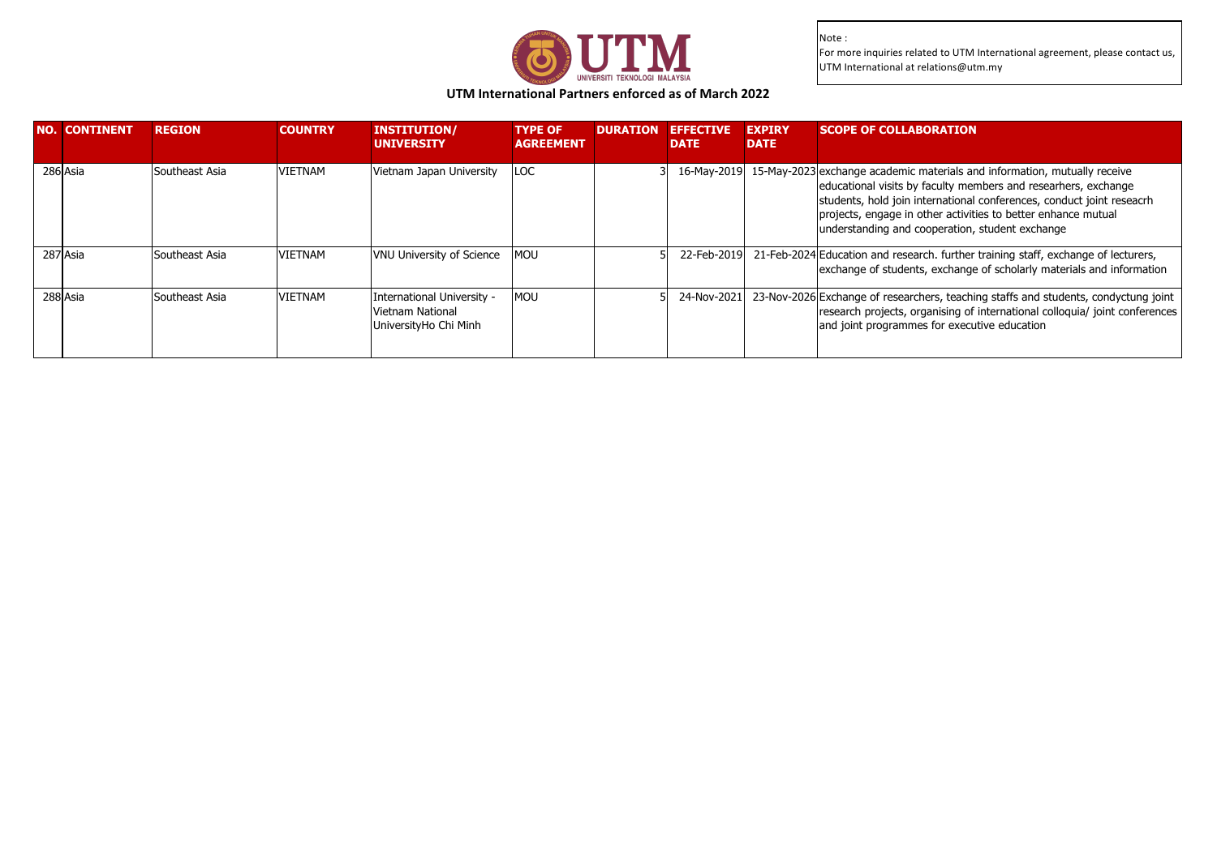Note :
For more inquiries related to UTM International agreement, please contact us, UTM International at relations@utm.my

## UTM International Partners enforced as of March 2022

| NO. | CONTINENT | REGION | COUNTRY | INSTITUTION/ UNIVERSITY | TYPE OF AGREEMENT | DURATION | EFFECTIVE DATE | EXPIRY DATE | SCOPE OF COLLABORATION |
|---|---|---|---|---|---|---|---|---|---|
| 286 | Asia | Southeast Asia | VIETNAM | Vietnam Japan University | LOC | 3 | 16-May-2019 | 15-May-2023 | exchange academic materials and information, mutually receive educational visits by faculty members and researhers, exchange students, hold join international conferences, conduct joint reseacrh projects, engage in other activities to better enhance mutual understanding and cooperation, student exchange |
| 287 | Asia | Southeast Asia | VIETNAM | VNU University of Science | MOU | 5 | 22-Feb-2019 | 21-Feb-2024 | Education and research. further training staff, exchange of lecturers, exchange of students, exchange of scholarly materials and information |
| 288 | Asia | Southeast Asia | VIETNAM | International University - Vietnam National UniversityHo Chi Minh | MOU | 5 | 24-Nov-2021 | 23-Nov-2026 | Exchange of researchers, teaching staffs and students, condyctung joint research projects, organising of international colloquia/ joint conferences and joint programmes for executive education |